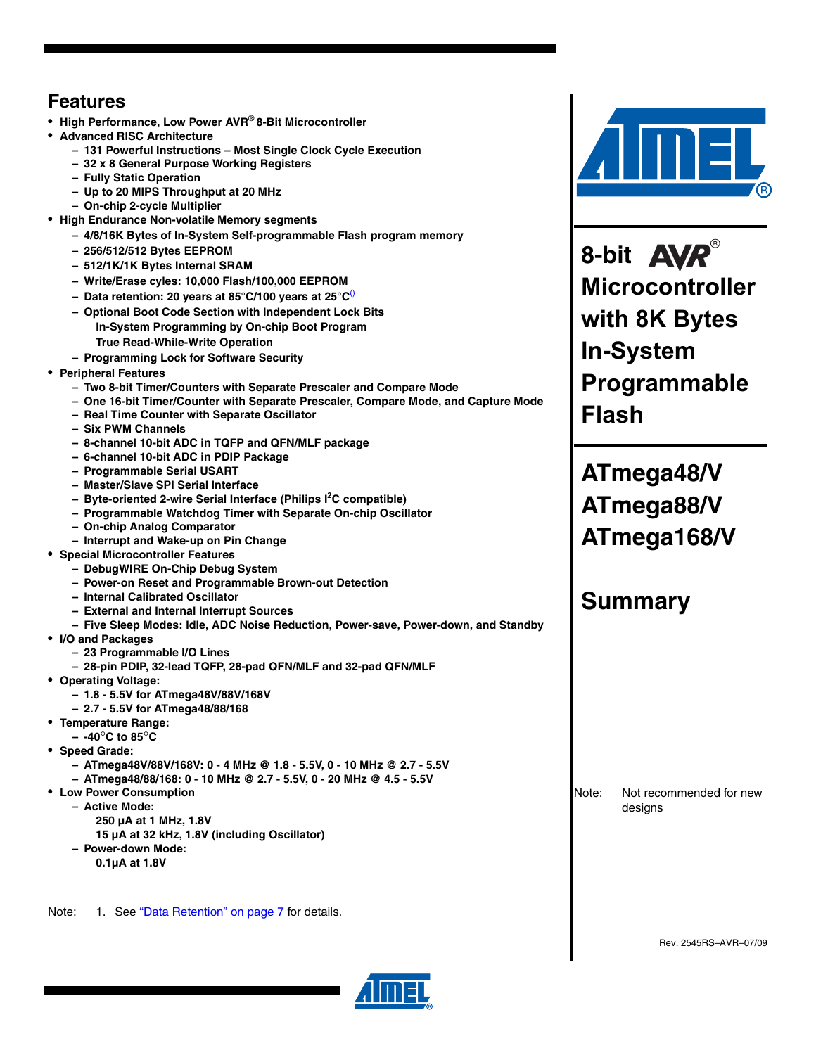# 8-bit AVR® Microcontroller with 8K Bytes In-System Programmable Flash

# ATmega48/V ATmega88/V ATmega168/V

## Summary

## Features

- High Performance, Low Power AVR® 8-Bit Microcontroller
- Advanced RISC Architecture
  - 131 Powerful Instructions – Most Single Clock Cycle Execution
  - 32 x 8 General Purpose Working Registers
  - Fully Static Operation
  - Up to 20 MIPS Throughput at 20 MHz
  - On-chip 2-cycle Multiplier
- High Endurance Non-volatile Memory segments
  - 4/8/16K Bytes of In-System Self-programmable Flash program memory
  - 256/512/512 Bytes EEPROM
  - 512/1K/1K Bytes Internal SRAM
  - Write/Erase cyles: 10,000 Flash/100,000 EEPROM
  - Data retention: 20 years at 85°C/100 years at 25°C[1]
  - Optional Boot Code Section with Independent Lock Bits
    In-System Programming by On-chip Boot Program
    True Read-While-Write Operation
  - Programming Lock for Software Security
- Peripheral Features
  - Two 8-bit Timer/Counters with Separate Prescaler and Compare Mode
  - One 16-bit Timer/Counter with Separate Prescaler, Compare Mode, and Capture Mode
  - Real Time Counter with Separate Oscillator
  - Six PWM Channels
  - 8-channel 10-bit ADC in TQFP and QFN/MLF package
  - 6-channel 10-bit ADC in PDIP Package
  - Programmable Serial USART
  - Master/Slave SPI Serial Interface
  - Byte-oriented 2-wire Serial Interface (Philips I²C compatible)
  - Programmable Watchdog Timer with Separate On-chip Oscillator
  - On-chip Analog Comparator
  - Interrupt and Wake-up on Pin Change
- Special Microcontroller Features
  - DebugWIRE On-Chip Debug System
  - Power-on Reset and Programmable Brown-out Detection
  - Internal Calibrated Oscillator
  - External and Internal Interrupt Sources
  - Five Sleep Modes: Idle, ADC Noise Reduction, Power-save, Power-down, and Standby
- I/O and Packages
  - 23 Programmable I/O Lines
  - 28-pin PDIP, 32-lead TQFP, 28-pad QFN/MLF and 32-pad QFN/MLF
- Operating Voltage:
  - 1.8 - 5.5V for ATmega48V/88V/168V
  - 2.7 - 5.5V for ATmega48/88/168
- Temperature Range:
  - -40°C to 85°C
- Speed Grade:
  - ATmega48V/88V/168V: 0 - 4 MHz @ 1.8 - 5.5V, 0 - 10 MHz @ 2.7 - 5.5V
  - ATmega48/88/168: 0 - 10 MHz @ 2.7 - 5.5V, 0 - 20 MHz @ 4.5 - 5.5V
- Low Power Consumption
  - Active Mode:
    250 µA at 1 MHz, 1.8V
    15 µA at 32 kHz, 1.8V (including Oscillator)
  - Power-down Mode:
    0.1µA at 1.8V

Note: 1. See "Data Retention" on page 7 for details.

Note: Not recommended for new designs

Rev. 2545RS–AVR–07/09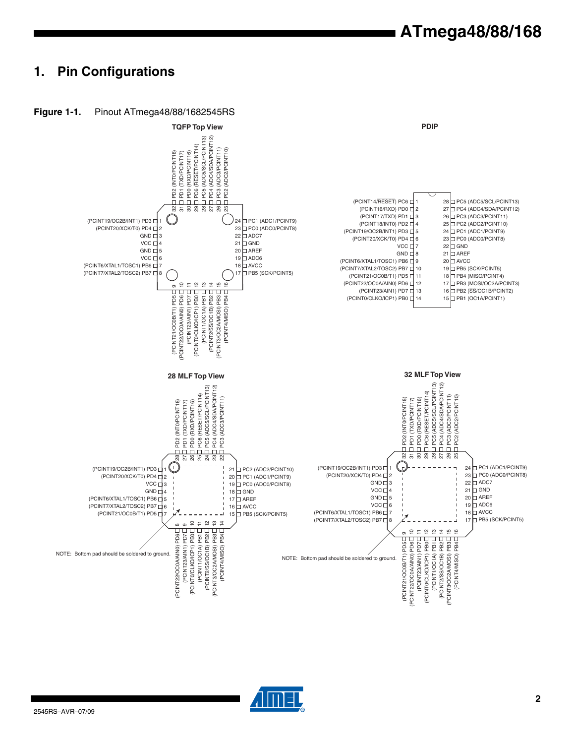# 1. Pin Configurations

**Figure 1-1.** Pinout ATmega48/88/1682545RS

**TQFP Top View**

| Pin | Name |
|---|---|
| 1 | (PCINT19/OC2B/INT1) PD3 |
| 2 | (PCINT20/XCK/T0) PD4 |
| 3 | GND |
| 4 | VCC |
| 5 | GND |
| 6 | VCC |
| 7 | (PCINT6/XTAL1/TOSC1) PB6 |
| 8 | (PCINT7/XTAL2/TOSC2) PB7 |
| 9 | (PCINT21/OC0B/T1) PD5 |
| 10 | (PCINT22/OC0A/AIN0) PD6 |
| 11 | (PCINT23/AIN1) PD7 |
| 12 | (PCINT0/CLKO/ICP1) PB0 |
| 13 | (PCINT1/OC1A) PB1 |
| 14 | (PCINT2/SS/OC1B) PB2 |
| 15 | (PCINT3/OC2A/MOSI) PB3 |
| 16 | (PCINT4/MISO) PB4 |
| 17 | PB5 (SCK/PCINT5) |
| 18 | AVCC |
| 19 | ADC6 |
| 20 | AREF |
| 21 | GND |
| 22 | ADC7 |
| 23 | PC0 (ADC0/PCINT8) |
| 24 | PC1 (ADC1/PCINT9) |
| 25 | PC2 (ADC2/PCINT10) |
| 26 | PC3 (ADC3/PCINT11) |
| 27 | PC4 (ADC4/SDA/PCINT12) |
| 28 | PC5 (ADC5/SCL/PCINT13) |
| 29 | PC6 (RESET/PCINT14) |
| 30 | PD0 (RXD/PCINT16) |
| 31 | PD1 (TXD/PCINT17) |
| 32 | PD2 (INT0/PCINT18) |

**PDIP**

| Pin | Name | Pin | Name |
|---|---|---|---|
| 1 | (PCINT14/RESET) PC6 | 28 | PC5 (ADC5/SCL/PCINT13) |
| 2 | (PCINT16/RXD) PD0 | 27 | PC4 (ADC4/SDA/PCINT12) |
| 3 | (PCINT17/TXD) PD1 | 26 | PC3 (ADC3/PCINT11) |
| 4 | (PCINT18/INT0) PD2 | 25 | PC2 (ADC2/PCINT10) |
| 5 | (PCINT19/OC2B/INT1) PD3 | 24 | PC1 (ADC1/PCINT9) |
| 6 | (PCINT20/XCK/T0) PD4 | 23 | PC0 (ADC0/PCINT8) |
| 7 | VCC | 22 | GND |
| 8 | GND | 21 | AREF |
| 9 | (PCINT6/XTAL1/TOSC1) PB6 | 20 | AVCC |
| 10 | (PCINT7/XTAL2/TOSC2) PB7 | 19 | PB5 (SCK/PCINT5) |
| 11 | (PCINT21/OC0B/T1) PD5 | 18 | PB4 (MISO/PCINT4) |
| 12 | (PCINT22/OC0A/AIN0) PD6 | 17 | PB3 (MOSI/OC2A/PCINT3) |
| 13 | (PCINT23/AIN1) PD7 | 16 | PB2 (SS/OC1B/PCINT2) |
| 14 | (PCINT0/CLKO/ICP1) PB0 | 15 | PB1 (OC1A/PCINT1) |

**28 MLF Top View**

| Pin | Name |
|---|---|
| 1 | (PCINT19/OC2B/INT1) PD3 |
| 2 | (PCINT20/XCK/T0) PD4 |
| 3 | VCC |
| 4 | GND |
| 5 | (PCINT6/XTAL1/TOSC1) PB6 |
| 6 | (PCINT7/XTAL2/TOSC2) PB7 |
| 7 | (PCINT21/OC0B/T1) PD5 |
| 8 | (PCINT22/OC0A/AIN0) PD6 |
| 9 | (PCINT23/AIN1) PD7 |
| 10 | (PCINT0/CLKO/ICP1) PB0 |
| 11 | (PCINT1/OC1A) PB1 |
| 12 | (PCINT2/SS/OC1B) PB2 |
| 13 | (PCINT3/OC2A/MOSI) PB3 |
| 14 | (PCINT4/MISO) PB4 |
| 15 | PB5 (SCK/PCINT5) |
| 16 | AVCC |
| 17 | AREF |
| 18 | GND |
| 19 | PC0 (ADC0/PCINT8) |
| 20 | PC1 (ADC1/PCINT9) |
| 21 | PC2 (ADC2/PCINT10) |
| 22 | PC3 (ADC3/PCINT11) |
| 23 | PC4 (ADC4/SDA/PCINT12) |
| 24 | PC5 (ADC5/SCL/PCINT13) |
| 25 | PC6 (RESET/PCINT14) |
| 26 | PD0 (RXD/PCINT16) |
| 27 | PD1 (TXD/PCINT17) |
| 28 | PD2 (INT0/PCINT18) |

NOTE: Bottom pad should be soldered to ground.

**32 MLF Top View**

| Pin | Name |
|---|---|
| 1 | (PCINT19/OC2B/INT1) PD3 |
| 2 | (PCINT20/XCK/T0) PD4 |
| 3 | GND |
| 4 | VCC |
| 5 | GND |
| 6 | VCC |
| 7 | (PCINT6/XTAL1/TOSC1) PB6 |
| 8 | (PCINT7/XTAL2/TOSC2) PB7 |
| 9 | (PCINT21/OC0B/T1) PD5 |
| 10 | (PCINT22/OC0A/AIN0) PD6 |
| 11 | (PCINT23/AIN1) PD7 |
| 12 | (PCINT0/CLKO/ICP1) PB0 |
| 13 | (PCINT1/OC1A) PB1 |
| 14 | (PCINT2/SS/OC1B) PB2 |
| 15 | (PCINT3/OC2A/MOSI) PB3 |
| 16 | (PCINT4/MISO) PB4 |
| 17 | PB5 (SCK/PCINT5) |
| 18 | AVCC |
| 19 | ADC6 |
| 20 | AREF |
| 21 | GND |
| 22 | ADC7 |
| 23 | PC0 (ADC0/PCINT8) |
| 24 | PC1 (ADC1/PCINT9) |
| 25 | PC2 (ADC2/PCINT10) |
| 26 | PC3 (ADC3/PCINT11) |
| 27 | PC4 (ADC4/SDA/PCINT12) |
| 28 | PC5 (ADC5/SCL/PCINT13) |
| 29 | PC6 (RESET/PCINT14) |
| 30 | PD0 (RXD/PCINT16) |
| 31 | PD1 (TXD/PCINT17) |
| 32 | PD2 (INT0/PCINT18) |

NOTE: Bottom pad should be soldered to ground.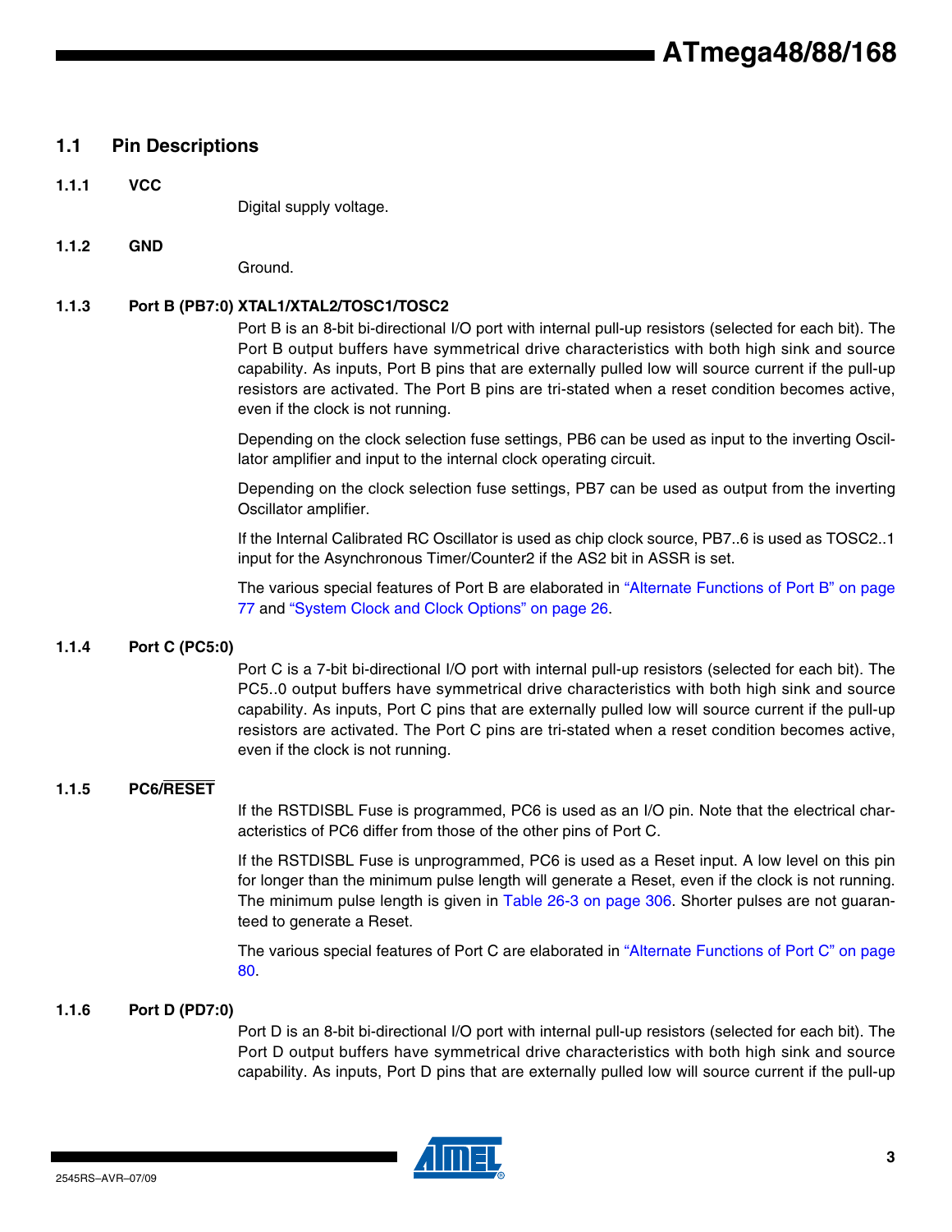## 1.1 Pin Descriptions

### 1.1.1 VCC

Digital supply voltage.

### 1.1.2 GND

Ground.

### 1.1.3 Port B (PB7:0) XTAL1/XTAL2/TOSC1/TOSC2

Port B is an 8-bit bi-directional I/O port with internal pull-up resistors (selected for each bit). The Port B output buffers have symmetrical drive characteristics with both high sink and source capability. As inputs, Port B pins that are externally pulled low will source current if the pull-up resistors are activated. The Port B pins are tri-stated when a reset condition becomes active, even if the clock is not running.

Depending on the clock selection fuse settings, PB6 can be used as input to the inverting Oscillator amplifier and input to the internal clock operating circuit.

Depending on the clock selection fuse settings, PB7 can be used as output from the inverting Oscillator amplifier.

If the Internal Calibrated RC Oscillator is used as chip clock source, PB7..6 is used as TOSC2..1 input for the Asynchronous Timer/Counter2 if the AS2 bit in ASSR is set.

The various special features of Port B are elaborated in "Alternate Functions of Port B" on page 77 and "System Clock and Clock Options" on page 26.

### 1.1.4 Port C (PC5:0)

Port C is a 7-bit bi-directional I/O port with internal pull-up resistors (selected for each bit). The PC5..0 output buffers have symmetrical drive characteristics with both high sink and source capability. As inputs, Port C pins that are externally pulled low will source current if the pull-up resistors are activated. The Port C pins are tri-stated when a reset condition becomes active, even if the clock is not running.

### 1.1.5 PC6/$\overline{\text{RESET}}$

If the RSTDISBL Fuse is programmed, PC6 is used as an I/O pin. Note that the electrical characteristics of PC6 differ from those of the other pins of Port C.

If the RSTDISBL Fuse is unprogrammed, PC6 is used as a Reset input. A low level on this pin for longer than the minimum pulse length will generate a Reset, even if the clock is not running. The minimum pulse length is given in Table 26-3 on page 306. Shorter pulses are not guaranteed to generate a Reset.

The various special features of Port C are elaborated in "Alternate Functions of Port C" on page 80.

### 1.1.6 Port D (PD7:0)

Port D is an 8-bit bi-directional I/O port with internal pull-up resistors (selected for each bit). The Port D output buffers have symmetrical drive characteristics with both high sink and source capability. As inputs, Port D pins that are externally pulled low will source current if the pull-up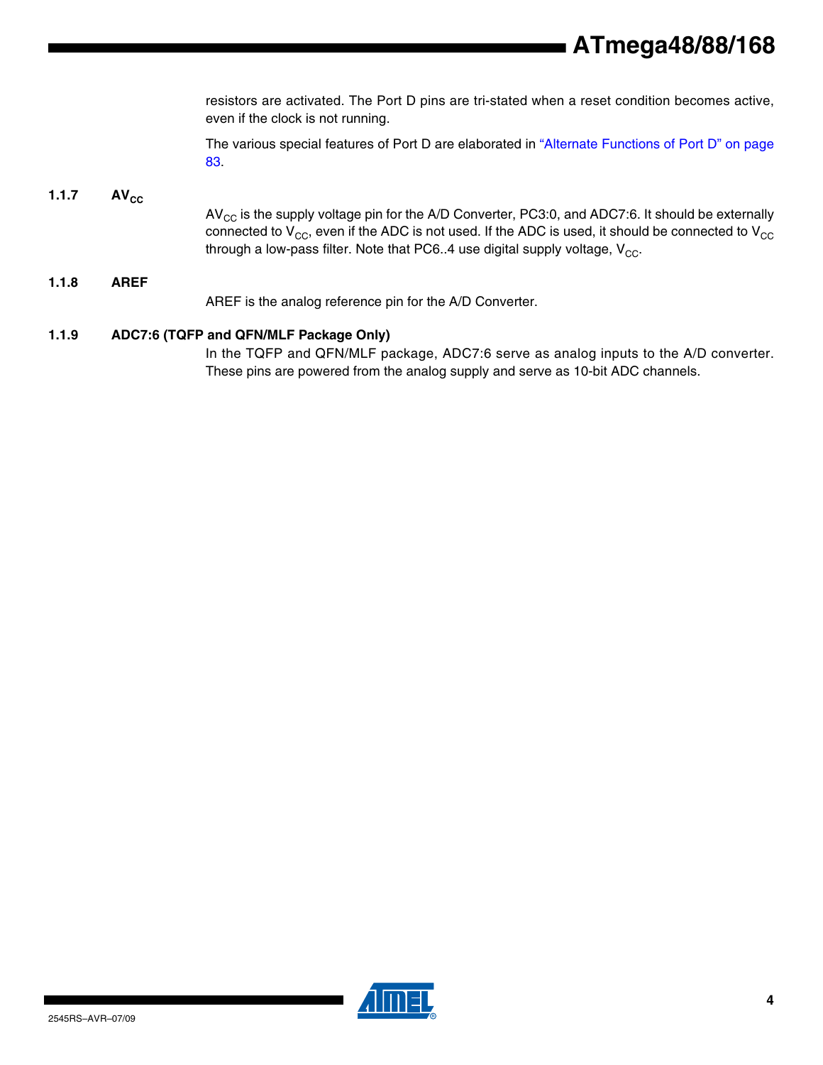resistors are activated. The Port D pins are tri-stated when a reset condition becomes active, even if the clock is not running.

The various special features of Port D are elaborated in "Alternate Functions of Port D" on page 83.

### 1.1.7 $AV_{CC}$

$AV_{CC}$ is the supply voltage pin for the A/D Converter, PC3:0, and ADC7:6. It should be externally connected to $V_{CC}$, even if the ADC is not used. If the ADC is used, it should be connected to $V_{CC}$ through a low-pass filter. Note that PC6..4 use digital supply voltage, $V_{CC}$.

### 1.1.8 AREF

AREF is the analog reference pin for the A/D Converter.

### 1.1.9 ADC7:6 (TQFP and QFN/MLF Package Only)

In the TQFP and QFN/MLF package, ADC7:6 serve as analog inputs to the A/D converter. These pins are powered from the analog supply and serve as 10-bit ADC channels.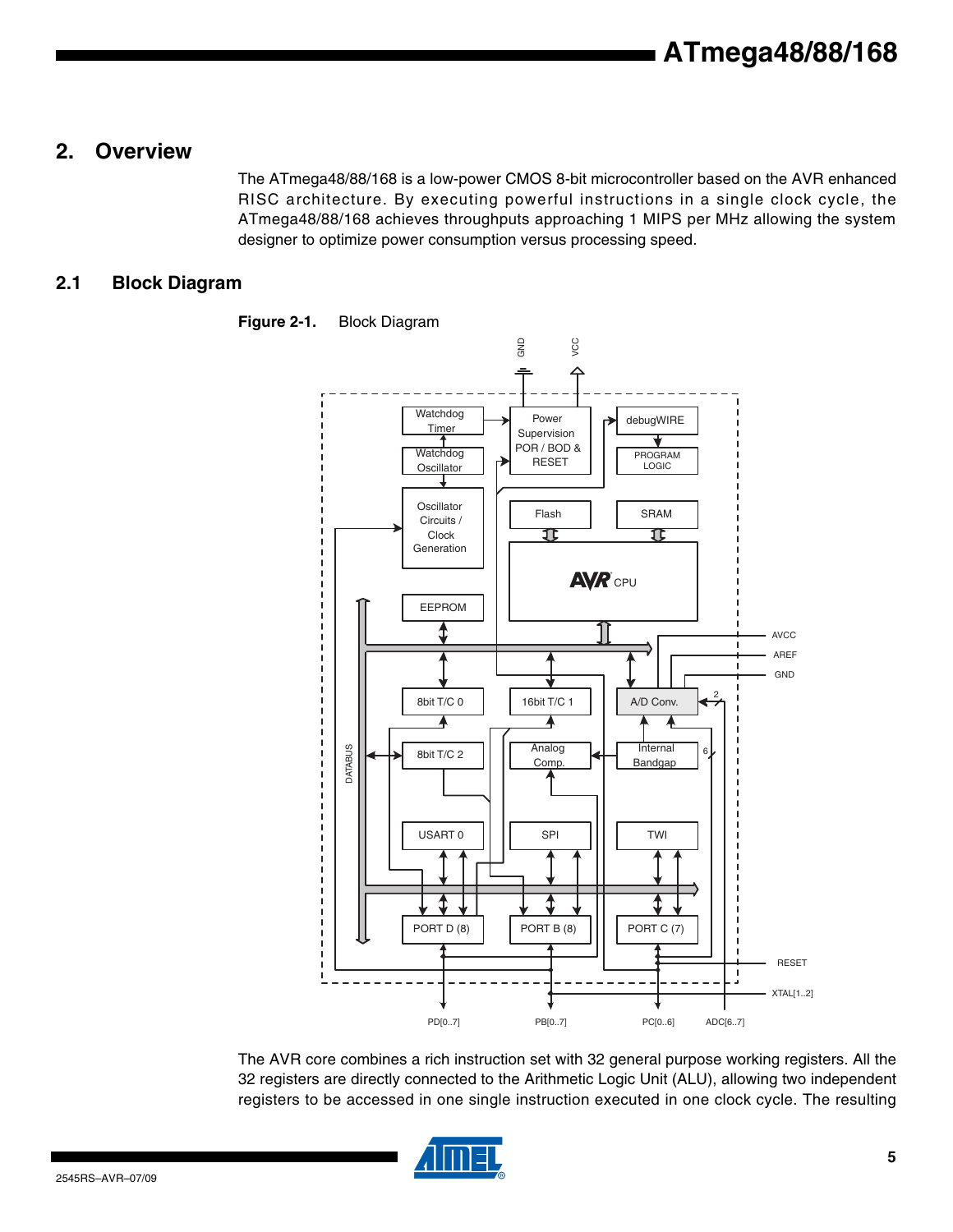## 2. Overview

The ATmega48/88/168 is a low-power CMOS 8-bit microcontroller based on the AVR enhanced RISC architecture. By executing powerful instructions in a single clock cycle, the ATmega48/88/168 achieves throughputs approaching 1 MIPS per MHz allowing the system designer to optimize power consumption versus processing speed.

### 2.1 Block Diagram

**Figure 2-1.** Block Diagram

The AVR core combines a rich instruction set with 32 general purpose working registers. All the 32 registers are directly connected to the Arithmetic Logic Unit (ALU), allowing two independent registers to be accessed in one single instruction executed in one clock cycle. The resulting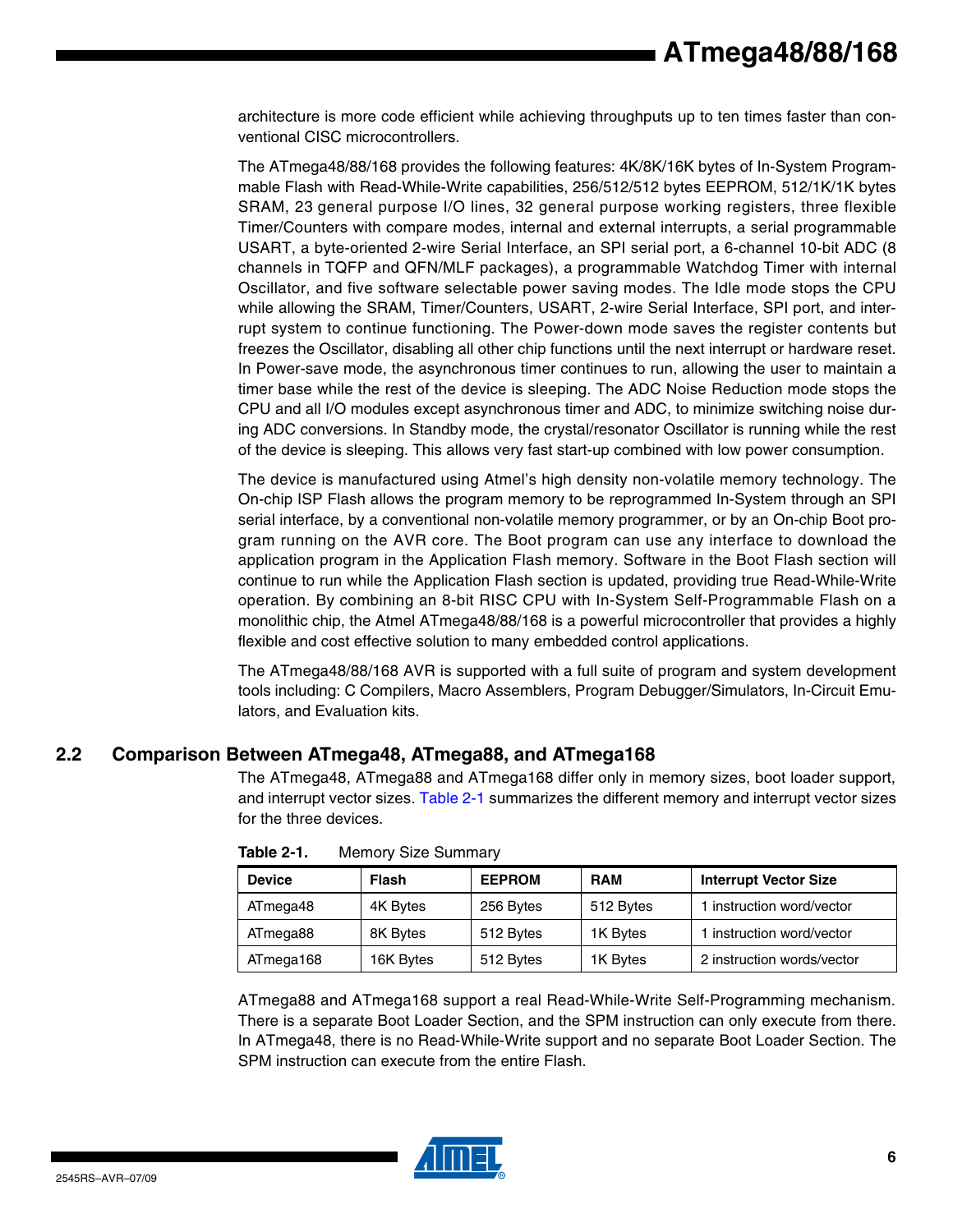architecture is more code efficient while achieving throughputs up to ten times faster than conventional CISC microcontrollers.

The ATmega48/88/168 provides the following features: 4K/8K/16K bytes of In-System Programmable Flash with Read-While-Write capabilities, 256/512/512 bytes EEPROM, 512/1K/1K bytes SRAM, 23 general purpose I/O lines, 32 general purpose working registers, three flexible Timer/Counters with compare modes, internal and external interrupts, a serial programmable USART, a byte-oriented 2-wire Serial Interface, an SPI serial port, a 6-channel 10-bit ADC (8 channels in TQFP and QFN/MLF packages), a programmable Watchdog Timer with internal Oscillator, and five software selectable power saving modes. The Idle mode stops the CPU while allowing the SRAM, Timer/Counters, USART, 2-wire Serial Interface, SPI port, and interrupt system to continue functioning. The Power-down mode saves the register contents but freezes the Oscillator, disabling all other chip functions until the next interrupt or hardware reset. In Power-save mode, the asynchronous timer continues to run, allowing the user to maintain a timer base while the rest of the device is sleeping. The ADC Noise Reduction mode stops the CPU and all I/O modules except asynchronous timer and ADC, to minimize switching noise during ADC conversions. In Standby mode, the crystal/resonator Oscillator is running while the rest of the device is sleeping. This allows very fast start-up combined with low power consumption.

The device is manufactured using Atmel's high density non-volatile memory technology. The On-chip ISP Flash allows the program memory to be reprogrammed In-System through an SPI serial interface, by a conventional non-volatile memory programmer, or by an On-chip Boot program running on the AVR core. The Boot program can use any interface to download the application program in the Application Flash memory. Software in the Boot Flash section will continue to run while the Application Flash section is updated, providing true Read-While-Write operation. By combining an 8-bit RISC CPU with In-System Self-Programmable Flash on a monolithic chip, the Atmel ATmega48/88/168 is a powerful microcontroller that provides a highly flexible and cost effective solution to many embedded control applications.

The ATmega48/88/168 AVR is supported with a full suite of program and system development tools including: C Compilers, Macro Assemblers, Program Debugger/Simulators, In-Circuit Emulators, and Evaluation kits.

## 2.2 Comparison Between ATmega48, ATmega88, and ATmega168

The ATmega48, ATmega88 and ATmega168 differ only in memory sizes, boot loader support, and interrupt vector sizes. Table 2-1 summarizes the different memory and interrupt vector sizes for the three devices.

**Table 2-1.** Memory Size Summary

| Device | Flash | EEPROM | RAM | Interrupt Vector Size |
|---|---|---|---|---|
| ATmega48 | 4K Bytes | 256 Bytes | 512 Bytes | 1 instruction word/vector |
| ATmega88 | 8K Bytes | 512 Bytes | 1K Bytes | 1 instruction word/vector |
| ATmega168 | 16K Bytes | 512 Bytes | 1K Bytes | 2 instruction words/vector |

ATmega88 and ATmega168 support a real Read-While-Write Self-Programming mechanism. There is a separate Boot Loader Section, and the SPM instruction can only execute from there. In ATmega48, there is no Read-While-Write support and no separate Boot Loader Section. The SPM instruction can execute from the entire Flash.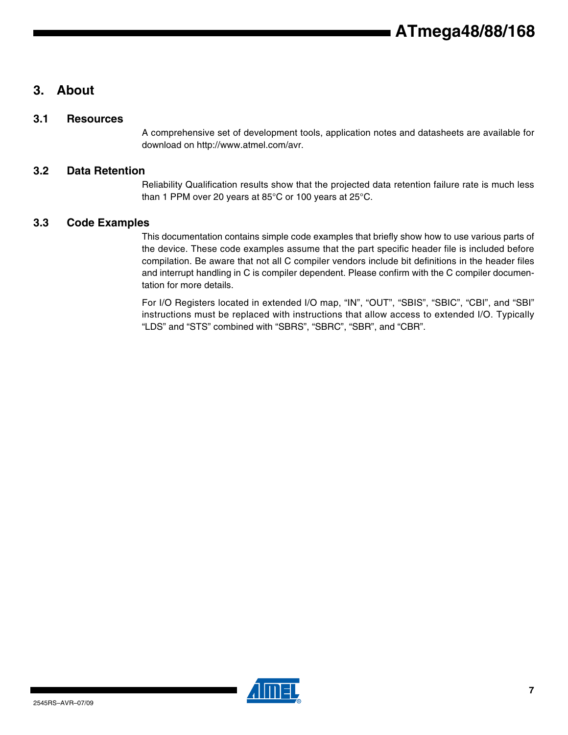# 3. About

## 3.1 Resources

A comprehensive set of development tools, application notes and datasheets are available for download on http://www.atmel.com/avr.

## 3.2 Data Retention

Reliability Qualification results show that the projected data retention failure rate is much less than 1 PPM over 20 years at 85°C or 100 years at 25°C.

## 3.3 Code Examples

This documentation contains simple code examples that briefly show how to use various parts of the device. These code examples assume that the part specific header file is included before compilation. Be aware that not all C compiler vendors include bit definitions in the header files and interrupt handling in C is compiler dependent. Please confirm with the C compiler documentation for more details.

For I/O Registers located in extended I/O map, "IN", "OUT", "SBIS", "SBIC", "CBI", and "SBI" instructions must be replaced with instructions that allow access to extended I/O. Typically "LDS" and "STS" combined with "SBRS", "SBRC", "SBR", and "CBR".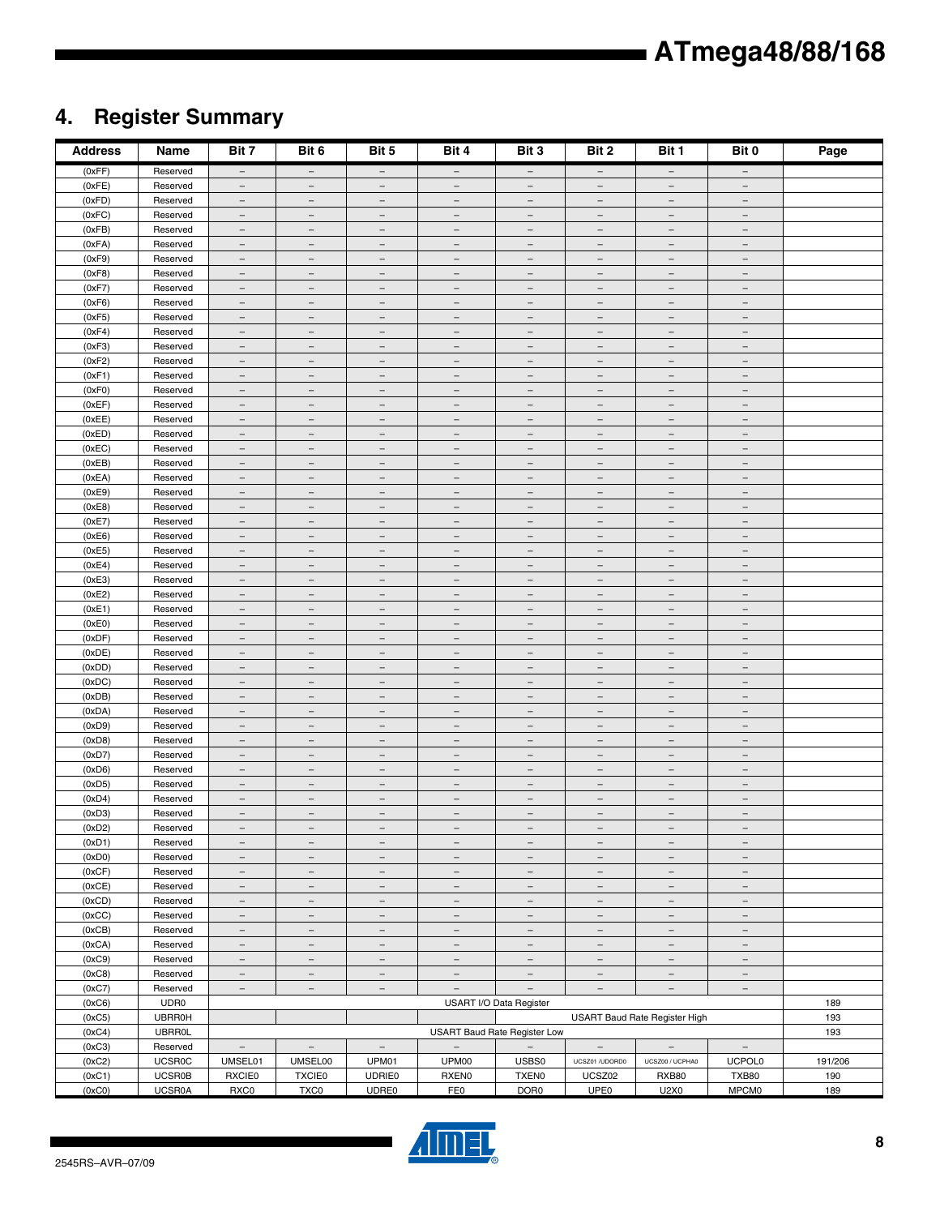# 4. Register Summary

| Address | Name | Bit 7 | Bit 6 | Bit 5 | Bit 4 | Bit 3 | Bit 2 | Bit 1 | Bit 0 | Page |
|---|---|---|---|---|---|---|---|---|---|---|
| (0xFF) | Reserved | – | – | – | – | – | – | – | – | |
| (0xFE) | Reserved | – | – | – | – | – | – | – | – | |
| (0xFD) | Reserved | – | – | – | – | – | – | – | – | |
| (0xFC) | Reserved | – | – | – | – | – | – | – | – | |
| (0xFB) | Reserved | – | – | – | – | – | – | – | – | |
| (0xFA) | Reserved | – | – | – | – | – | – | – | – | |
| (0xF9) | Reserved | – | – | – | – | – | – | – | – | |
| (0xF8) | Reserved | – | – | – | – | – | – | – | – | |
| (0xF7) | Reserved | – | – | – | – | – | – | – | – | |
| (0xF6) | Reserved | – | – | – | – | – | – | – | – | |
| (0xF5) | Reserved | – | – | – | – | – | – | – | – | |
| (0xF4) | Reserved | – | – | – | – | – | – | – | – | |
| (0xF3) | Reserved | – | – | – | – | – | – | – | – | |
| (0xF2) | Reserved | – | – | – | – | – | – | – | – | |
| (0xF1) | Reserved | – | – | – | – | – | – | – | – | |
| (0xF0) | Reserved | – | – | – | – | – | – | – | – | |
| (0xEF) | Reserved | – | – | – | – | – | – | – | – | |
| (0xEE) | Reserved | – | – | – | – | – | – | – | – | |
| (0xED) | Reserved | – | – | – | – | – | – | – | – | |
| (0xEC) | Reserved | – | – | – | – | – | – | – | – | |
| (0xEB) | Reserved | – | – | – | – | – | – | – | – | |
| (0xEA) | Reserved | – | – | – | – | – | – | – | – | |
| (0xE9) | Reserved | – | – | – | – | – | – | – | – | |
| (0xE8) | Reserved | – | – | – | – | – | – | – | – | |
| (0xE7) | Reserved | – | – | – | – | – | – | – | – | |
| (0xE6) | Reserved | – | – | – | – | – | – | – | – | |
| (0xE5) | Reserved | – | – | – | – | – | – | – | – | |
| (0xE4) | Reserved | – | – | – | – | – | – | – | – | |
| (0xE3) | Reserved | – | – | – | – | – | – | – | – | |
| (0xE2) | Reserved | – | – | – | – | – | – | – | – | |
| (0xE1) | Reserved | – | – | – | – | – | – | – | – | |
| (0xE0) | Reserved | – | – | – | – | – | – | – | – | |
| (0xDF) | Reserved | – | – | – | – | – | – | – | – | |
| (0xDE) | Reserved | – | – | – | – | – | – | – | – | |
| (0xDD) | Reserved | – | – | – | – | – | – | – | – | |
| (0xDC) | Reserved | – | – | – | – | – | – | – | – | |
| (0xDB) | Reserved | – | – | – | – | – | – | – | – | |
| (0xDA) | Reserved | – | – | – | – | – | – | – | – | |
| (0xD9) | Reserved | – | – | – | – | – | – | – | – | |
| (0xD8) | Reserved | – | – | – | – | – | – | – | – | |
| (0xD7) | Reserved | – | – | – | – | – | – | – | – | |
| (0xD6) | Reserved | – | – | – | – | – | – | – | – | |
| (0xD5) | Reserved | – | – | – | – | – | – | – | – | |
| (0xD4) | Reserved | – | – | – | – | – | – | – | – | |
| (0xD3) | Reserved | – | – | – | – | – | – | – | – | |
| (0xD2) | Reserved | – | – | – | – | – | – | – | – | |
| (0xD1) | Reserved | – | – | – | – | – | – | – | – | |
| (0xD0) | Reserved | – | – | – | – | – | – | – | – | |
| (0xCF) | Reserved | – | – | – | – | – | – | – | – | |
| (0xCE) | Reserved | – | – | – | – | – | – | – | – | |
| (0xCD) | Reserved | – | – | – | – | – | – | – | – | |
| (0xCC) | Reserved | – | – | – | – | – | – | – | – | |
| (0xCB) | Reserved | – | – | – | – | – | – | – | – | |
| (0xCA) | Reserved | – | – | – | – | – | – | – | – | |
| (0xC9) | Reserved | – | – | – | – | – | – | – | – | |
| (0xC8) | Reserved | – | – | – | – | – | – | – | – | |
| (0xC7) | Reserved | – | – | – | – | – | – | – | – | |
| (0xC6) | UDR0 | USART I/O Data Register | | | | | | | | 189 |
| (0xC5) | UBRR0H | | | | | USART Baud Rate Register High | | | | 193 |
| (0xC4) | UBRR0L | USART Baud Rate Register Low | | | | | | | | 193 |
| (0xC3) | Reserved | – | – | – | – | – | – | – | – | |
| (0xC2) | UCSR0C | UMSEL01 | UMSEL00 | UPM01 | UPM00 | USBS0 | UCSZ01 /UDORD0 | UCSZ00 / UCPHA0 | UCPOL0 | 191/206 |
| (0xC1) | UCSR0B | RXCIE0 | TXCIE0 | UDRIE0 | RXEN0 | TXEN0 | UCSZ02 | RXB80 | TXB80 | 190 |
| (0xC0) | UCSR0A | RXC0 | TXC0 | UDRE0 | FE0 | DOR0 | UPE0 | U2X0 | MPCM0 | 189 |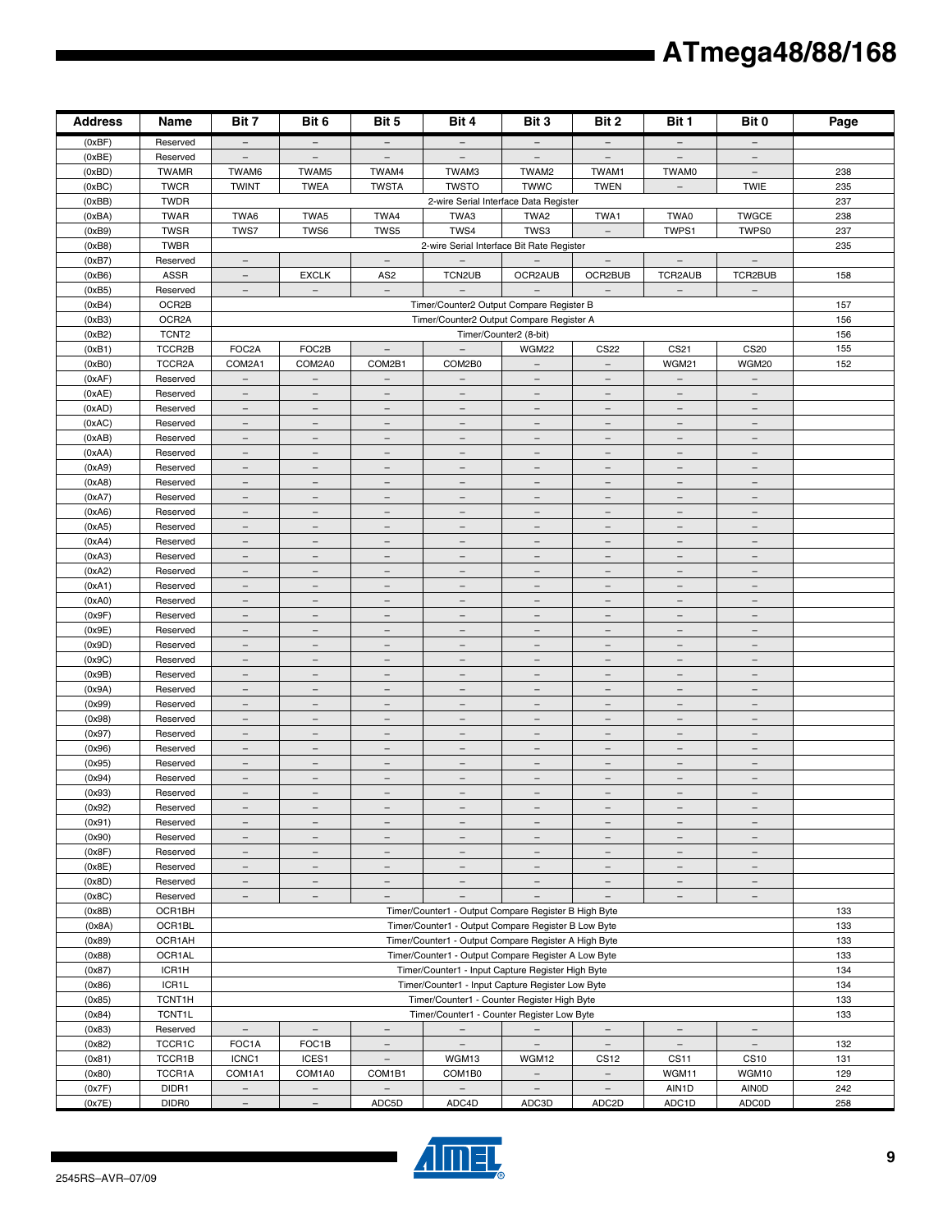| Address | Name | Bit 7 | Bit 6 | Bit 5 | Bit 4 | Bit 3 | Bit 2 | Bit 1 | Bit 0 | Page |
|---|---|---|---|---|---|---|---|---|---|---|
| (0xBF) | Reserved | – | – | – | – | – | – | – | – | |
| (0xBE) | Reserved | – | – | – | – | – | – | – | – | |
| (0xBD) | TWAMR | TWAM6 | TWAM5 | TWAM4 | TWAM3 | TWAM2 | TWAM1 | TWAM0 | – | 238 |
| (0xBC) | TWCR | TWINT | TWEA | TWSTA | TWSTO | TWWC | TWEN | – | TWIE | 235 |
| (0xBB) | TWDR | 2-wire Serial Interface Data Register | | | | | | | | 237 |
| (0xBA) | TWAR | TWA6 | TWA5 | TWA4 | TWA3 | TWA2 | TWA1 | TWA0 | TWGCE | 238 |
| (0xB9) | TWSR | TWS7 | TWS6 | TWS5 | TWS4 | TWS3 | – | TWPS1 | TWPS0 | 237 |
| (0xB8) | TWBR | 2-wire Serial Interface Bit Rate Register | | | | | | | | 235 |
| (0xB7) | Reserved | – | | – | – | – | – | – | – | |
| (0xB6) | ASSR | – | EXCLK | AS2 | TCN2UB | OCR2AUB | OCR2BUB | TCR2AUB | TCR2BUB | 158 |
| (0xB5) | Reserved | – | – | – | – | – | – | – | – | |
| (0xB4) | OCR2B | Timer/Counter2 Output Compare Register B | | | | | | | | 157 |
| (0xB3) | OCR2A | Timer/Counter2 Output Compare Register A | | | | | | | | 156 |
| (0xB2) | TCNT2 | Timer/Counter2 (8-bit) | | | | | | | | 156 |
| (0xB1) | TCCR2B | FOC2A | FOC2B | – | – | WGM22 | CS22 | CS21 | CS20 | 155 |
| (0xB0) | TCCR2A | COM2A1 | COM2A0 | COM2B1 | COM2B0 | – | – | WGM21 | WGM20 | 152 |
| (0xAF) | Reserved | – | – | – | – | – | – | – | – | |
| (0xAE) | Reserved | – | – | – | – | – | – | – | – | |
| (0xAD) | Reserved | – | – | – | – | – | – | – | – | |
| (0xAC) | Reserved | – | – | – | – | – | – | – | – | |
| (0xAB) | Reserved | – | – | – | – | – | – | – | – | |
| (0xAA) | Reserved | – | – | – | – | – | – | – | – | |
| (0xA9) | Reserved | – | – | – | – | – | – | – | – | |
| (0xA8) | Reserved | – | – | – | – | – | – | – | – | |
| (0xA7) | Reserved | – | – | – | – | – | – | – | – | |
| (0xA6) | Reserved | – | – | – | – | – | – | – | – | |
| (0xA5) | Reserved | – | – | – | – | – | – | – | – | |
| (0xA4) | Reserved | – | – | – | – | – | – | – | – | |
| (0xA3) | Reserved | – | – | – | – | – | – | – | – | |
| (0xA2) | Reserved | – | – | – | – | – | – | – | – | |
| (0xA1) | Reserved | – | – | – | – | – | – | – | – | |
| (0xA0) | Reserved | – | – | – | – | – | – | – | – | |
| (0x9F) | Reserved | – | – | – | – | – | – | – | – | |
| (0x9E) | Reserved | – | – | – | – | – | – | – | – | |
| (0x9D) | Reserved | – | – | – | – | – | – | – | – | |
| (0x9C) | Reserved | – | – | – | – | – | – | – | – | |
| (0x9B) | Reserved | – | – | – | – | – | – | – | – | |
| (0x9A) | Reserved | – | – | – | – | – | – | – | – | |
| (0x99) | Reserved | – | – | – | – | – | – | – | – | |
| (0x98) | Reserved | – | – | – | – | – | – | – | – | |
| (0x97) | Reserved | – | – | – | – | – | – | – | – | |
| (0x96) | Reserved | – | – | – | – | – | – | – | – | |
| (0x95) | Reserved | – | – | – | – | – | – | – | – | |
| (0x94) | Reserved | – | – | – | – | – | – | – | – | |
| (0x93) | Reserved | – | – | – | – | – | – | – | – | |
| (0x92) | Reserved | – | – | – | – | – | – | – | – | |
| (0x91) | Reserved | – | – | – | – | – | – | – | – | |
| (0x90) | Reserved | – | – | – | – | – | – | – | – | |
| (0x8F) | Reserved | – | – | – | – | – | – | – | – | |
| (0x8E) | Reserved | – | – | – | – | – | – | – | – | |
| (0x8D) | Reserved | – | – | – | – | – | – | – | – | |
| (0x8C) | Reserved | – | – | – | – | – | – | – | – | |
| (0x8B) | OCR1BH | Timer/Counter1 - Output Compare Register B High Byte | | | | | | | | 133 |
| (0x8A) | OCR1BL | Timer/Counter1 - Output Compare Register B Low Byte | | | | | | | | 133 |
| (0x89) | OCR1AH | Timer/Counter1 - Output Compare Register A High Byte | | | | | | | | 133 |
| (0x88) | OCR1AL | Timer/Counter1 - Output Compare Register A Low Byte | | | | | | | | 133 |
| (0x87) | ICR1H | Timer/Counter1 - Input Capture Register High Byte | | | | | | | | 134 |
| (0x86) | ICR1L | Timer/Counter1 - Input Capture Register Low Byte | | | | | | | | 134 |
| (0x85) | TCNT1H | Timer/Counter1 - Counter Register High Byte | | | | | | | | 133 |
| (0x84) | TCNT1L | Timer/Counter1 - Counter Register Low Byte | | | | | | | | 133 |
| (0x83) | Reserved | – | – | – | – | – | – | – | – | |
| (0x82) | TCCR1C | FOC1A | FOC1B | – | – | – | – | – | – | 132 |
| (0x81) | TCCR1B | ICNC1 | ICES1 | – | WGM13 | WGM12 | CS12 | CS11 | CS10 | 131 |
| (0x80) | TCCR1A | COM1A1 | COM1A0 | COM1B1 | COM1B0 | – | – | WGM11 | WGM10 | 129 |
| (0x7F) | DIDR1 | – | – | – | – | – | – | AIN1D | AIN0D | 242 |
| (0x7E) | DIDR0 | – | – | ADC5D | ADC4D | ADC3D | ADC2D | ADC1D | ADC0D | 258 |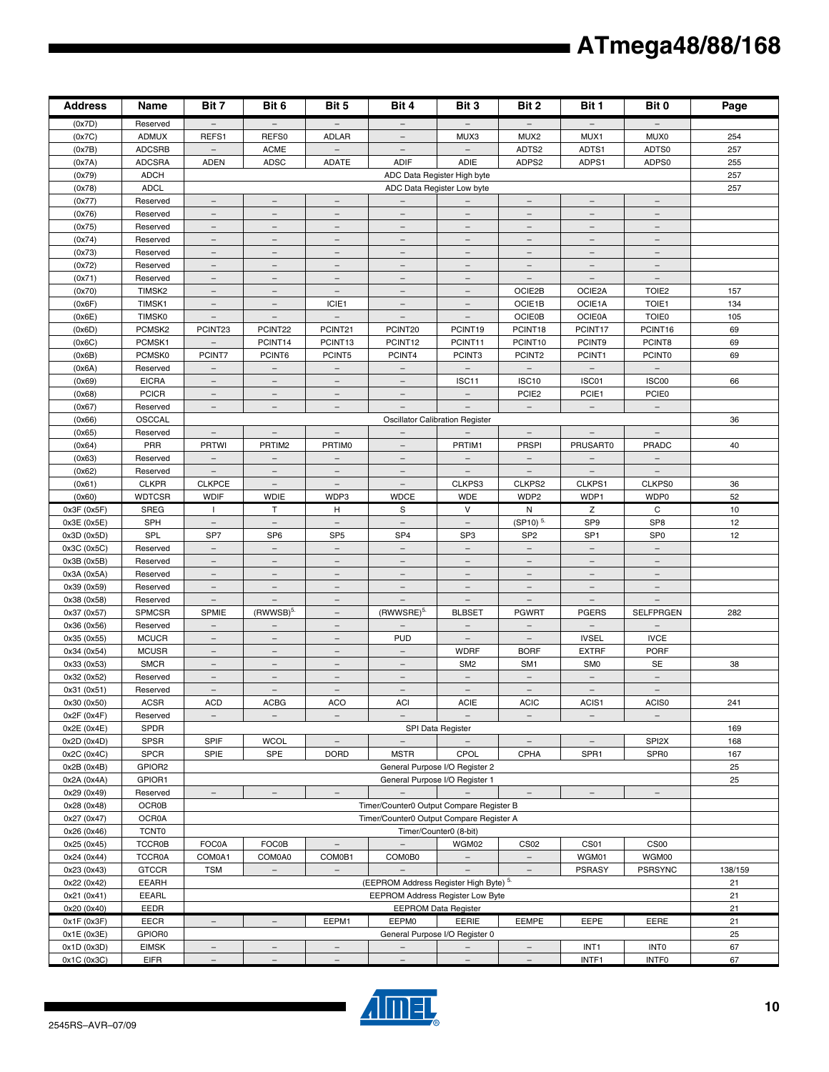| Address | Name | Bit 7 | Bit 6 | Bit 5 | Bit 4 | Bit 3 | Bit 2 | Bit 1 | Bit 0 | Page |
|---|---|---|---|---|---|---|---|---|---|---|
| (0x7D) | Reserved | – | – | – | – | – | – | – | – | |
| (0x7C) | ADMUX | REFS1 | REFS0 | ADLAR | – | MUX3 | MUX2 | MUX1 | MUX0 | 254 |
| (0x7B) | ADCSRB | – | ACME | – | – | – | ADTS2 | ADTS1 | ADTS0 | 257 |
| (0x7A) | ADCSRA | ADEN | ADSC | ADATE | ADIF | ADIE | ADPS2 | ADPS1 | ADPS0 | 255 |
| (0x79) | ADCH | ADC Data Register High byte | | | | | | | | 257 |
| (0x78) | ADCL | ADC Data Register Low byte | | | | | | | | 257 |
| (0x77) | Reserved | – | – | – | – | – | – | – | – | |
| (0x76) | Reserved | – | – | – | – | – | – | – | – | |
| (0x75) | Reserved | – | – | – | – | – | – | – | – | |
| (0x74) | Reserved | – | – | – | – | – | – | – | – | |
| (0x73) | Reserved | – | – | – | – | – | – | – | – | |
| (0x72) | Reserved | – | – | – | – | – | – | – | – | |
| (0x71) | Reserved | – | – | – | – | – | – | – | – | |
| (0x70) | TIMSK2 | – | – | – | – | – | OCIE2B | OCIE2A | TOIE2 | 157 |
| (0x6F) | TIMSK1 | – | – | ICIE1 | – | – | OCIE1B | OCIE1A | TOIE1 | 134 |
| (0x6E) | TIMSK0 | – | – | – | – | – | OCIE0B | OCIE0A | TOIE0 | 105 |
| (0x6D) | PCMSK2 | PCINT23 | PCINT22 | PCINT21 | PCINT20 | PCINT19 | PCINT18 | PCINT17 | PCINT16 | 69 |
| (0x6C) | PCMSK1 | – | PCINT14 | PCINT13 | PCINT12 | PCINT11 | PCINT10 | PCINT9 | PCINT8 | 69 |
| (0x6B) | PCMSK0 | PCINT7 | PCINT6 | PCINT5 | PCINT4 | PCINT3 | PCINT2 | PCINT1 | PCINT0 | 69 |
| (0x6A) | Reserved | – | – | – | – | – | – | – | – | |
| (0x69) | EICRA | – | – | – | – | ISC11 | ISC10 | ISC01 | ISC00 | 66 |
| (0x68) | PCICR | – | – | – | – | – | PCIE2 | PCIE1 | PCIE0 | |
| (0x67) | Reserved | – | – | – | – | – | – | – | – | |
| (0x66) | OSCCAL | Oscillator Calibration Register | | | | | | | | 36 |
| (0x65) | Reserved | – | – | – | – | – | – | – | – | |
| (0x64) | PRR | PRTWI | PRTIM2 | PRTIM0 | – | PRTIM1 | PRSPI | PRUSART0 | PRADC | 40 |
| (0x63) | Reserved | – | – | – | – | – | – | – | – | |
| (0x62) | Reserved | – | – | – | – | – | – | – | – | |
| (0x61) | CLKPR | CLKPCE | – | – | – | CLKPS3 | CLKPS2 | CLKPS1 | CLKPS0 | 36 |
| (0x60) | WDTCSR | WDIF | WDIE | WDP3 | WDCE | WDE | WDP2 | WDP1 | WDP0 | 52 |
| 0x3F (0x5F) | SREG | I | T | H | S | V | N | Z | C | 10 |
| 0x3E (0x5E) | SPH | – | – | – | – | – | (SP10) [5.] | SP9 | SP8 | 12 |
| 0x3D (0x5D) | SPL | SP7 | SP6 | SP5 | SP4 | SP3 | SP2 | SP1 | SP0 | 12 |
| 0x3C (0x5C) | Reserved | – | – | – | – | – | – | – | – | |
| 0x3B (0x5B) | Reserved | – | – | – | – | – | – | – | – | |
| 0x3A (0x5A) | Reserved | – | – | – | – | – | – | – | – | |
| 0x39 (0x59) | Reserved | – | – | – | – | – | – | – | – | |
| 0x38 (0x58) | Reserved | – | – | – | – | – | – | – | – | |
| 0x37 (0x57) | SPMCSR | SPMIE | (RWWSB)[5.] | – | (RWWSRE)[5.] | BLBSET | PGWRT | PGERS | SELFPRGEN | 282 |
| 0x36 (0x56) | Reserved | – | – | – | – | – | – | – | – | |
| 0x35 (0x55) | MCUCR | – | – | – | PUD | – | – | IVSEL | IVCE | |
| 0x34 (0x54) | MCUSR | – | – | – | – | WDRF | BORF | EXTRF | PORF | |
| 0x33 (0x53) | SMCR | – | – | – | – | SM2 | SM1 | SM0 | SE | 38 |
| 0x32 (0x52) | Reserved | – | – | – | – | – | – | – | – | |
| 0x31 (0x51) | Reserved | – | – | – | – | – | – | – | – | |
| 0x30 (0x50) | ACSR | ACD | ACBG | ACO | ACI | ACIE | ACIC | ACIS1 | ACIS0 | 241 |
| 0x2F (0x4F) | Reserved | – | – | – | – | – | – | – | – | |
| 0x2E (0x4E) | SPDR | SPI Data Register | | | | | | | | 169 |
| 0x2D (0x4D) | SPSR | SPIF | WCOL | – | – | – | – | – | SPI2X | 168 |
| 0x2C (0x4C) | SPCR | SPIE | SPE | DORD | MSTR | CPOL | CPHA | SPR1 | SPR0 | 167 |
| 0x2B (0x4B) | GPIOR2 | General Purpose I/O Register 2 | | | | | | | | 25 |
| 0x2A (0x4A) | GPIOR1 | General Purpose I/O Register 1 | | | | | | | | 25 |
| 0x29 (0x49) | Reserved | – | – | – | – | – | – | – | – | |
| 0x28 (0x48) | OCR0B | Timer/Counter0 Output Compare Register B | | | | | | | | |
| 0x27 (0x47) | OCR0A | Timer/Counter0 Output Compare Register A | | | | | | | | |
| 0x26 (0x46) | TCNT0 | Timer/Counter0 (8-bit) | | | | | | | | |
| 0x25 (0x45) | TCCR0B | FOC0A | FOC0B | – | – | WGM02 | CS02 | CS01 | CS00 | |
| 0x24 (0x44) | TCCR0A | COM0A1 | COM0A0 | COM0B1 | COM0B0 | – | – | WGM01 | WGM00 | |
| 0x23 (0x43) | GTCCR | TSM | – | – | – | – | – | PSRASY | PSRSYNC | 138/159 |
| 0x22 (0x42) | EEARH | (EEPROM Address Register High Byte) [5.] | | | | | | | | 21 |
| 0x21 (0x41) | EEARL | EEPROM Address Register Low Byte | | | | | | | | 21 |
| 0x20 (0x40) | EEDR | EEPROM Data Register | | | | | | | | 21 |
| 0x1F (0x3F) | EECR | – | – | EEPM1 | EEPM0 | EERIE | EEMPE | EEPE | EERE | 21 |
| 0x1E (0x3E) | GPIOR0 | General Purpose I/O Register 0 | | | | | | | | 25 |
| 0x1D (0x3D) | EIMSK | – | – | – | – | – | – | INT1 | INT0 | 67 |
| 0x1C (0x3C) | EIFR | – | – | – | – | – | – | INTF1 | INTF0 | 67 |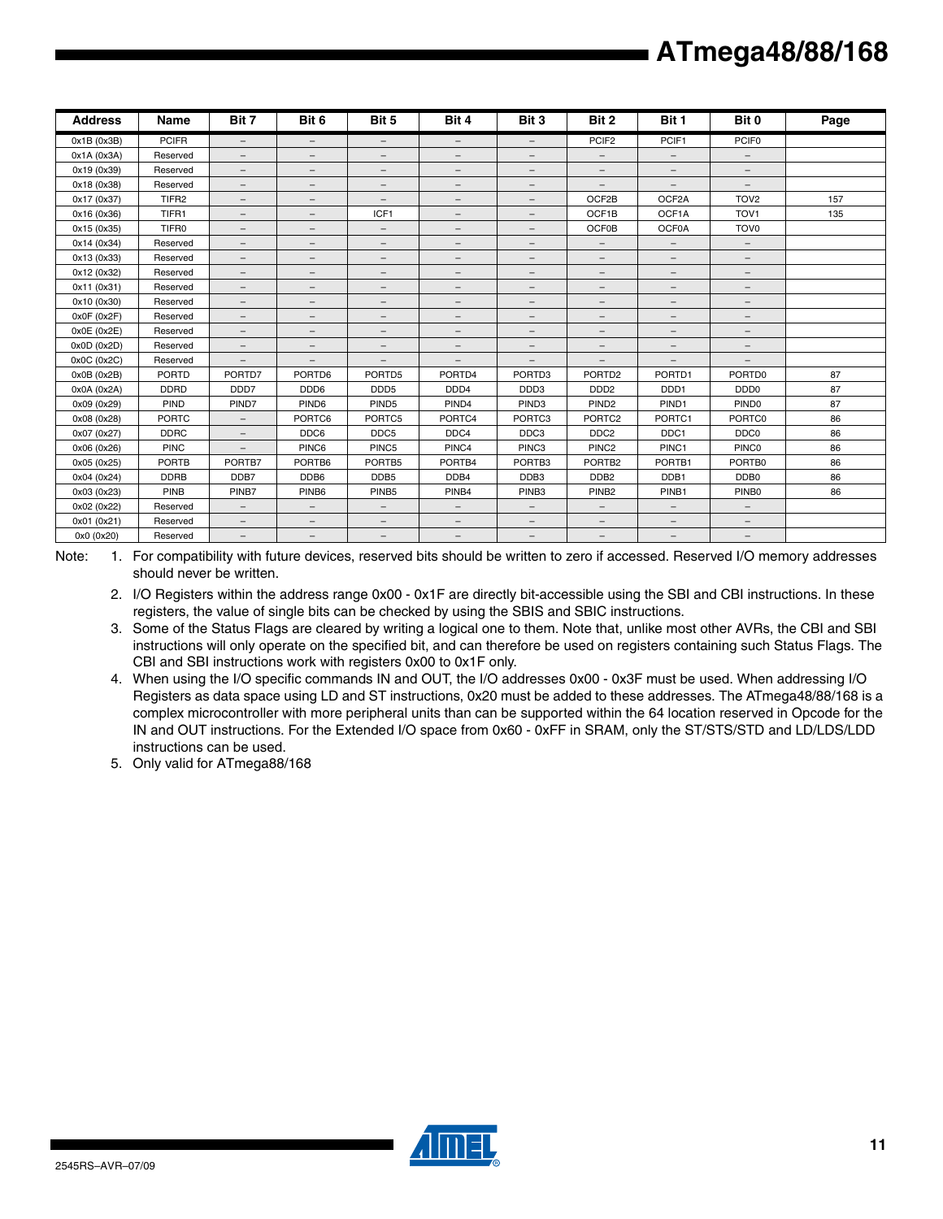| Address | Name | Bit 7 | Bit 6 | Bit 5 | Bit 4 | Bit 3 | Bit 2 | Bit 1 | Bit 0 | Page |
|---|---|---|---|---|---|---|---|---|---|---|
| 0x1B (0x3B) | PCIFR | – | – | – | – | – | PCIF2 | PCIF1 | PCIF0 | |
| 0x1A (0x3A) | Reserved | – | – | – | – | – | – | – | – | |
| 0x19 (0x39) | Reserved | – | – | – | – | – | – | – | – | |
| 0x18 (0x38) | Reserved | – | – | – | – | – | – | – | – | |
| 0x17 (0x37) | TIFR2 | – | – | – | – | – | OCF2B | OCF2A | TOV2 | 157 |
| 0x16 (0x36) | TIFR1 | – | – | ICF1 | – | – | OCF1B | OCF1A | TOV1 | 135 |
| 0x15 (0x35) | TIFR0 | – | – | – | – | – | OCF0B | OCF0A | TOV0 | |
| 0x14 (0x34) | Reserved | – | – | – | – | – | – | – | – | |
| 0x13 (0x33) | Reserved | – | – | – | – | – | – | – | – | |
| 0x12 (0x32) | Reserved | – | – | – | – | – | – | – | – | |
| 0x11 (0x31) | Reserved | – | – | – | – | – | – | – | – | |
| 0x10 (0x30) | Reserved | – | – | – | – | – | – | – | – | |
| 0x0F (0x2F) | Reserved | – | – | – | – | – | – | – | – | |
| 0x0E (0x2E) | Reserved | – | – | – | – | – | – | – | – | |
| 0x0D (0x2D) | Reserved | – | – | – | – | – | – | – | – | |
| 0x0C (0x2C) | Reserved | – | – | – | – | – | – | – | – | |
| 0x0B (0x2B) | PORTD | PORTD7 | PORTD6 | PORTD5 | PORTD4 | PORTD3 | PORTD2 | PORTD1 | PORTD0 | 87 |
| 0x0A (0x2A) | DDRD | DDD7 | DDD6 | DDD5 | DDD4 | DDD3 | DDD2 | DDD1 | DDD0 | 87 |
| 0x09 (0x29) | PIND | PIND7 | PIND6 | PIND5 | PIND4 | PIND3 | PIND2 | PIND1 | PIND0 | 87 |
| 0x08 (0x28) | PORTC | – | PORTC6 | PORTC5 | PORTC4 | PORTC3 | PORTC2 | PORTC1 | PORTC0 | 86 |
| 0x07 (0x27) | DDRC | – | DDC6 | DDC5 | DDC4 | DDC3 | DDC2 | DDC1 | DDC0 | 86 |
| 0x06 (0x26) | PINC | – | PINC6 | PINC5 | PINC4 | PINC3 | PINC2 | PINC1 | PINC0 | 86 |
| 0x05 (0x25) | PORTB | PORTB7 | PORTB6 | PORTB5 | PORTB4 | PORTB3 | PORTB2 | PORTB1 | PORTB0 | 86 |
| 0x04 (0x24) | DDRB | DDB7 | DDB6 | DDB5 | DDB4 | DDB3 | DDB2 | DDB1 | DDB0 | 86 |
| 0x03 (0x23) | PINB | PINB7 | PINB6 | PINB5 | PINB4 | PINB3 | PINB2 | PINB1 | PINB0 | 86 |
| 0x02 (0x22) | Reserved | – | – | – | – | – | – | – | – | |
| 0x01 (0x21) | Reserved | – | – | – | – | – | – | – | – | |
| 0x0 (0x20) | Reserved | – | – | – | – | – | – | – | – | |

Note:
1. For compatibility with future devices, reserved bits should be written to zero if accessed. Reserved I/O memory addresses should never be written.
2. I/O Registers within the address range 0x00 - 0x1F are directly bit-accessible using the SBI and CBI instructions. In these registers, the value of single bits can be checked by using the SBIS and SBIC instructions.
3. Some of the Status Flags are cleared by writing a logical one to them. Note that, unlike most other AVRs, the CBI and SBI instructions will only operate on the specified bit, and can therefore be used on registers containing such Status Flags. The CBI and SBI instructions work with registers 0x00 to 0x1F only.
4. When using the I/O specific commands IN and OUT, the I/O addresses 0x00 - 0x3F must be used. When addressing I/O Registers as data space using LD and ST instructions, 0x20 must be added to these addresses. The ATmega48/88/168 is a complex microcontroller with more peripheral units than can be supported within the 64 location reserved in Opcode for the IN and OUT instructions. For the Extended I/O space from 0x60 - 0xFF in SRAM, only the ST/STS/STD and LD/LDS/LDD instructions can be used.
5. Only valid for ATmega88/168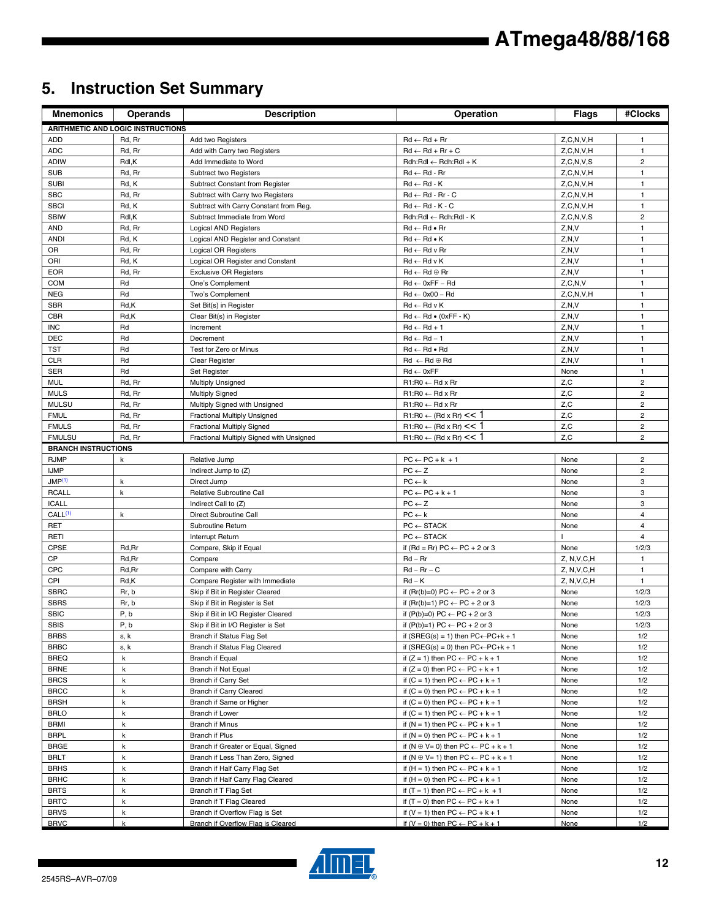# 5. Instruction Set Summary

| Mnemonics | Operands | Description | Operation | Flags | #Clocks |
|---|---|---|---|---|---|
| **ARITHMETIC AND LOGIC INSTRUCTIONS** | | | | | |
| ADD | Rd, Rr | Add two Registers | Rd ← Rd + Rr | Z,C,N,V,H | 1 |
| ADC | Rd, Rr | Add with Carry two Registers | Rd ← Rd + Rr + C | Z,C,N,V,H | 1 |
| ADIW | Rdl,K | Add Immediate to Word | Rdh:Rdl ← Rdh:Rdl + K | Z,C,N,V,S | 2 |
| SUB | Rd, Rr | Subtract two Registers | Rd ← Rd - Rr | Z,C,N,V,H | 1 |
| SUBI | Rd, K | Subtract Constant from Register | Rd ← Rd - K | Z,C,N,V,H | 1 |
| SBC | Rd, Rr | Subtract with Carry two Registers | Rd ← Rd - Rr - C | Z,C,N,V,H | 1 |
| SBCI | Rd, K | Subtract with Carry Constant from Reg. | Rd ← Rd - K - C | Z,C,N,V,H | 1 |
| SBIW | Rdl,K | Subtract Immediate from Word | Rdh:Rdl ← Rdh:Rdl - K | Z,C,N,V,S | 2 |
| AND | Rd, Rr | Logical AND Registers | Rd ← Rd • Rr | Z,N,V | 1 |
| ANDI | Rd, K | Logical AND Register and Constant | Rd ← Rd • K | Z,N,V | 1 |
| OR | Rd, Rr | Logical OR Registers | Rd ← Rd v Rr | Z,N,V | 1 |
| ORI | Rd, K | Logical OR Register and Constant | Rd ← Rd v K | Z,N,V | 1 |
| EOR | Rd, Rr | Exclusive OR Registers | Rd ← Rd ⊕ Rr | Z,N,V | 1 |
| COM | Rd | One's Complement | Rd ← 0xFF − Rd | Z,C,N,V | 1 |
| NEG | Rd | Two's Complement | Rd ← 0x00 − Rd | Z,C,N,V,H | 1 |
| SBR | Rd,K | Set Bit(s) in Register | Rd ← Rd v K | Z,N,V | 1 |
| CBR | Rd,K | Clear Bit(s) in Register | Rd ← Rd • (0xFF - K) | Z,N,V | 1 |
| INC | Rd | Increment | Rd ← Rd + 1 | Z,N,V | 1 |
| DEC | Rd | Decrement | Rd ← Rd − 1 | Z,N,V | 1 |
| TST | Rd | Test for Zero or Minus | Rd ← Rd • Rd | Z,N,V | 1 |
| CLR | Rd | Clear Register | Rd ← Rd ⊕ Rd | Z,N,V | 1 |
| SER | Rd | Set Register | Rd ← 0xFF | None | 1 |
| MUL | Rd, Rr | Multiply Unsigned | R1:R0 ← Rd x Rr | Z,C | 2 |
| MULS | Rd, Rr | Multiply Signed | R1:R0 ← Rd x Rr | Z,C | 2 |
| MULSU | Rd, Rr | Multiply Signed with Unsigned | R1:R0 ← Rd x Rr | Z,C | 2 |
| FMUL | Rd, Rr | Fractional Multiply Unsigned | R1:R0 ← (Rd x Rr) << 1 | Z,C | 2 |
| FMULS | Rd, Rr | Fractional Multiply Signed | R1:R0 ← (Rd x Rr) << 1 | Z,C | 2 |
| FMULSU | Rd, Rr | Fractional Multiply Signed with Unsigned | R1:R0 ← (Rd x Rr) << 1 | Z,C | 2 |
| **BRANCH INSTRUCTIONS** | | | | | |
| RJMP | k | Relative Jump | PC ← PC + k + 1 | None | 2 |
| IJMP | | Indirect Jump to (Z) | PC ← Z | None | 2 |
| JMP[1] | k | Direct Jump | PC ← k | None | 3 |
| RCALL | k | Relative Subroutine Call | PC ← PC + k + 1 | None | 3 |
| ICALL | | Indirect Call to (Z) | PC ← Z | None | 3 |
| CALL[1] | k | Direct Subroutine Call | PC ← k | None | 4 |
| RET | | Subroutine Return | PC ← STACK | None | 4 |
| RETI | | Interrupt Return | PC ← STACK | I | 4 |
| CPSE | Rd,Rr | Compare, Skip if Equal | if (Rd = Rr) PC ← PC + 2 or 3 | None | 1/2/3 |
| CP | Rd,Rr | Compare | Rd − Rr | Z, N,V,C,H | 1 |
| CPC | Rd,Rr | Compare with Carry | Rd − Rr − C | Z, N,V,C,H | 1 |
| CPI | Rd,K | Compare Register with Immediate | Rd − K | Z, N,V,C,H | 1 |
| SBRC | Rr, b | Skip if Bit in Register Cleared | if (Rr(b)=0) PC ← PC + 2 or 3 | None | 1/2/3 |
| SBRS | Rr, b | Skip if Bit in Register is Set | if (Rr(b)=1) PC ← PC + 2 or 3 | None | 1/2/3 |
| SBIC | P, b | Skip if Bit in I/O Register Cleared | if (P(b)=0) PC ← PC + 2 or 3 | None | 1/2/3 |
| SBIS | P, b | Skip if Bit in I/O Register is Set | if (P(b)=1) PC ← PC + 2 or 3 | None | 1/2/3 |
| BRBS | s, k | Branch if Status Flag Set | if (SREG(s) = 1) then PC←PC+k + 1 | None | 1/2 |
| BRBC | s, k | Branch if Status Flag Cleared | if (SREG(s) = 0) then PC←PC+k + 1 | None | 1/2 |
| BREQ | k | Branch if Equal | if (Z = 1) then PC ← PC + k + 1 | None | 1/2 |
| BRNE | k | Branch if Not Equal | if (Z = 0) then PC ← PC + k + 1 | None | 1/2 |
| BRCS | k | Branch if Carry Set | if (C = 1) then PC ← PC + k + 1 | None | 1/2 |
| BRCC | k | Branch if Carry Cleared | if (C = 0) then PC ← PC + k + 1 | None | 1/2 |
| BRSH | k | Branch if Same or Higher | if (C = 0) then PC ← PC + k + 1 | None | 1/2 |
| BRLO | k | Branch if Lower | if (C = 1) then PC ← PC + k + 1 | None | 1/2 |
| BRMI | k | Branch if Minus | if (N = 1) then PC ← PC + k + 1 | None | 1/2 |
| BRPL | k | Branch if Plus | if (N = 0) then PC ← PC + k + 1 | None | 1/2 |
| BRGE | k | Branch if Greater or Equal, Signed | if (N ⊕ V= 0) then PC ← PC + k + 1 | None | 1/2 |
| BRLT | k | Branch if Less Than Zero, Signed | if (N ⊕ V= 1) then PC ← PC + k + 1 | None | 1/2 |
| BRHS | k | Branch if Half Carry Flag Set | if (H = 1) then PC ← PC + k + 1 | None | 1/2 |
| BRHC | k | Branch if Half Carry Flag Cleared | if (H = 0) then PC ← PC + k + 1 | None | 1/2 |
| BRTS | k | Branch if T Flag Set | if (T = 1) then PC ← PC + k + 1 | None | 1/2 |
| BRTC | k | Branch if T Flag Cleared | if (T = 0) then PC ← PC + k + 1 | None | 1/2 |
| BRVS | k | Branch if Overflow Flag is Set | if (V = 1) then PC ← PC + k + 1 | None | 1/2 |
| BRVC | k | Branch if Overflow Flag is Cleared | if (V = 0) then PC ← PC + k + 1 | None | 1/2 |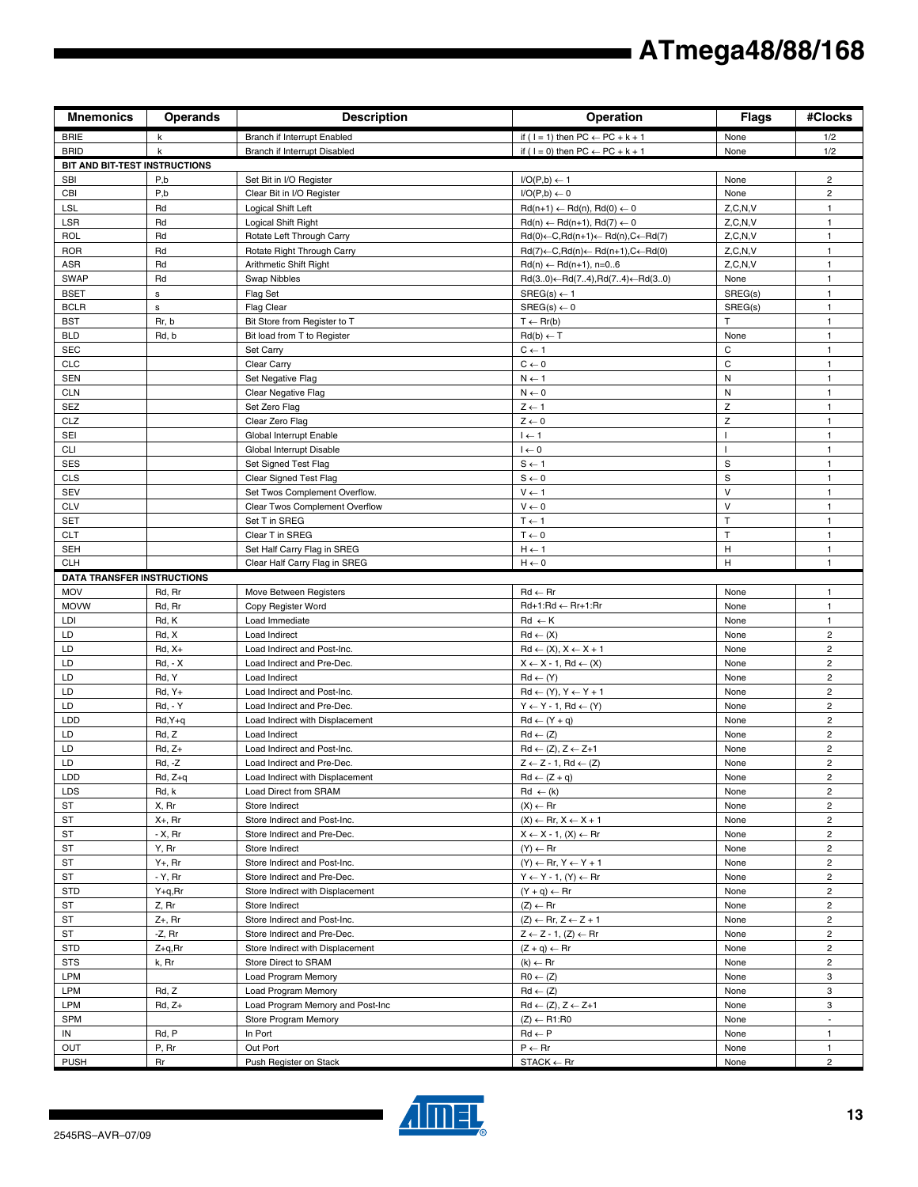| Mnemonics | Operands | Description | Operation | Flags | #Clocks |
|---|---|---|---|---|---|
| BRIE | k | Branch if Interrupt Enabled | if ( I = 1) then PC ← PC + k + 1 | None | 1/2 |
| BRID | k | Branch if Interrupt Disabled | if ( I = 0) then PC ← PC + k + 1 | None | 1/2 |
| **BIT AND BIT-TEST INSTRUCTIONS** | | | | | |
| SBI | P,b | Set Bit in I/O Register | I/O(P,b) ← 1 | None | 2 |
| CBI | P,b | Clear Bit in I/O Register | I/O(P,b) ← 0 | None | 2 |
| LSL | Rd | Logical Shift Left | Rd(n+1) ← Rd(n), Rd(0) ← 0 | Z,C,N,V | 1 |
| LSR | Rd | Logical Shift Right | Rd(n) ← Rd(n+1), Rd(7) ← 0 | Z,C,N,V | 1 |
| ROL | Rd | Rotate Left Through Carry | Rd(0)←C,Rd(n+1)← Rd(n),C←Rd(7) | Z,C,N,V | 1 |
| ROR | Rd | Rotate Right Through Carry | Rd(7)←C,Rd(n)← Rd(n+1),C←Rd(0) | Z,C,N,V | 1 |
| ASR | Rd | Arithmetic Shift Right | Rd(n) ← Rd(n+1), n=0..6 | Z,C,N,V | 1 |
| SWAP | Rd | Swap Nibbles | Rd(3..0)←Rd(7..4),Rd(7..4)←Rd(3..0) | None | 1 |
| BSET | s | Flag Set | SREG(s) ← 1 | SREG(s) | 1 |
| BCLR | s | Flag Clear | SREG(s) ← 0 | SREG(s) | 1 |
| BST | Rr, b | Bit Store from Register to T | T ← Rr(b) | T | 1 |
| BLD | Rd, b | Bit load from T to Register | Rd(b) ← T | None | 1 |
| SEC | | Set Carry | C ← 1 | C | 1 |
| CLC | | Clear Carry | C ← 0 | C | 1 |
| SEN | | Set Negative Flag | N ← 1 | N | 1 |
| CLN | | Clear Negative Flag | N ← 0 | N | 1 |
| SEZ | | Set Zero Flag | Z ← 1 | Z | 1 |
| CLZ | | Clear Zero Flag | Z ← 0 | Z | 1 |
| SEI | | Global Interrupt Enable | I ← 1 | I | 1 |
| CLI | | Global Interrupt Disable | I ← 0 | I | 1 |
| SES | | Set Signed Test Flag | S ← 1 | S | 1 |
| CLS | | Clear Signed Test Flag | S ← 0 | S | 1 |
| SEV | | Set Twos Complement Overflow. | V ← 1 | V | 1 |
| CLV | | Clear Twos Complement Overflow | V ← 0 | V | 1 |
| SET | | Set T in SREG | T ← 1 | T | 1 |
| CLT | | Clear T in SREG | T ← 0 | T | 1 |
| SEH | | Set Half Carry Flag in SREG | H ← 1 | H | 1 |
| CLH | | Clear Half Carry Flag in SREG | H ← 0 | H | 1 |
| **DATA TRANSFER INSTRUCTIONS** | | | | | |
| MOV | Rd, Rr | Move Between Registers | Rd ← Rr | None | 1 |
| MOVW | Rd, Rr | Copy Register Word | Rd+1:Rd ← Rr+1:Rr | None | 1 |
| LDI | Rd, K | Load Immediate | Rd ← K | None | 1 |
| LD | Rd, X | Load Indirect | Rd ← (X) | None | 2 |
| LD | Rd, X+ | Load Indirect and Post-Inc. | Rd ← (X), X ← X + 1 | None | 2 |
| LD | Rd, - X | Load Indirect and Pre-Dec. | X ← X - 1, Rd ← (X) | None | 2 |
| LD | Rd, Y | Load Indirect | Rd ← (Y) | None | 2 |
| LD | Rd, Y+ | Load Indirect and Post-Inc. | Rd ← (Y), Y ← Y + 1 | None | 2 |
| LD | Rd, - Y | Load Indirect and Pre-Dec. | Y ← Y - 1, Rd ← (Y) | None | 2 |
| LDD | Rd,Y+q | Load Indirect with Displacement | Rd ← (Y + q) | None | 2 |
| LD | Rd, Z | Load Indirect | Rd ← (Z) | None | 2 |
| LD | Rd, Z+ | Load Indirect and Post-Inc. | Rd ← (Z), Z ← Z+1 | None | 2 |
| LD | Rd, -Z | Load Indirect and Pre-Dec. | Z ← Z - 1, Rd ← (Z) | None | 2 |
| LDD | Rd, Z+q | Load Indirect with Displacement | Rd ← (Z + q) | None | 2 |
| LDS | Rd, k | Load Direct from SRAM | Rd ← (k) | None | 2 |
| ST | X, Rr | Store Indirect | (X) ← Rr | None | 2 |
| ST | X+, Rr | Store Indirect and Post-Inc. | (X) ← Rr, X ← X + 1 | None | 2 |
| ST | - X, Rr | Store Indirect and Pre-Dec. | X ← X - 1, (X) ← Rr | None | 2 |
| ST | Y, Rr | Store Indirect | (Y) ← Rr | None | 2 |
| ST | Y+, Rr | Store Indirect and Post-Inc. | (Y) ← Rr, Y ← Y + 1 | None | 2 |
| ST | - Y, Rr | Store Indirect and Pre-Dec. | Y ← Y - 1, (Y) ← Rr | None | 2 |
| STD | Y+q,Rr | Store Indirect with Displacement | (Y + q) ← Rr | None | 2 |
| ST | Z, Rr | Store Indirect | (Z) ← Rr | None | 2 |
| ST | Z+, Rr | Store Indirect and Post-Inc. | (Z) ← Rr, Z ← Z + 1 | None | 2 |
| ST | -Z, Rr | Store Indirect and Pre-Dec. | Z ← Z - 1, (Z) ← Rr | None | 2 |
| STD | Z+q,Rr | Store Indirect with Displacement | (Z + q) ← Rr | None | 2 |
| STS | k, Rr | Store Direct to SRAM | (k) ← Rr | None | 2 |
| LPM | | Load Program Memory | R0 ← (Z) | None | 3 |
| LPM | Rd, Z | Load Program Memory | Rd ← (Z) | None | 3 |
| LPM | Rd, Z+ | Load Program Memory and Post-Inc | Rd ← (Z), Z ← Z+1 | None | 3 |
| SPM | | Store Program Memory | (Z) ← R1:R0 | None | - |
| IN | Rd, P | In Port | Rd ← P | None | 1 |
| OUT | P, Rr | Out Port | P ← Rr | None | 1 |
| PUSH | Rr | Push Register on Stack | STACK ← Rr | None | 2 |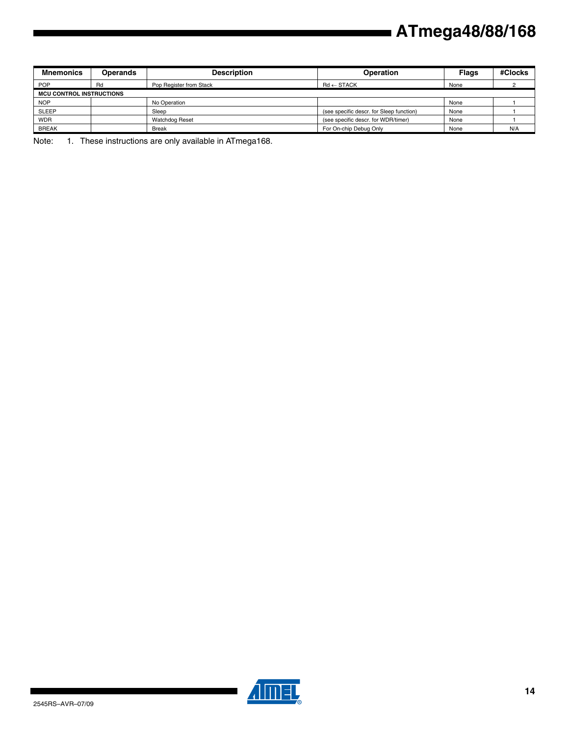| Mnemonics | Operands | Description | Operation | Flags | #Clocks |
|---|---|---|---|---|---|
| POP | Rd | Pop Register from Stack | Rd ← STACK | None | 2 |
| **MCU CONTROL INSTRUCTIONS** | | | | | |
| NOP | | No Operation | | None | 1 |
| SLEEP | | Sleep | (see specific descr. for Sleep function) | None | 1 |
| WDR | | Watchdog Reset | (see specific descr. for WDR/timer) | None | 1 |
| BREAK | | Break | For On-chip Debug Only | None | N/A |

Note: 1. These instructions are only available in ATmega168.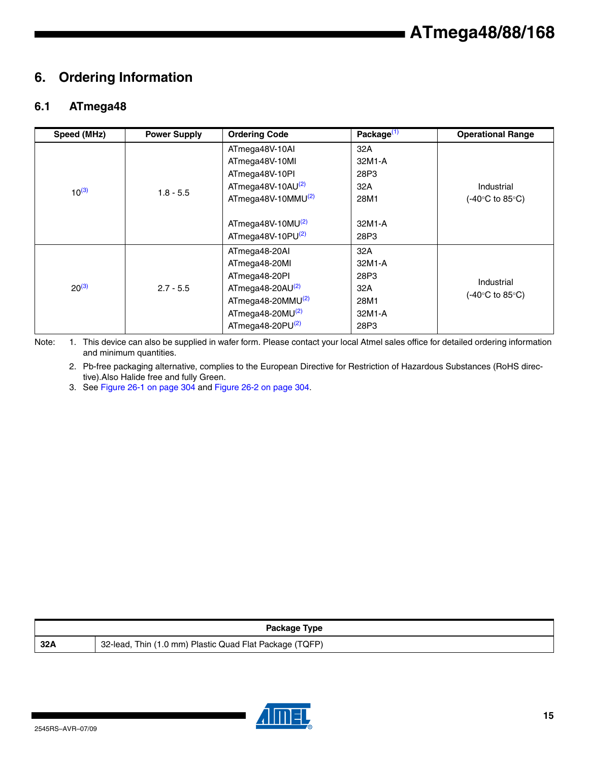# 6. Ordering Information

## 6.1 ATmega48

| Speed (MHz) | Power Supply | Ordering Code | Package[1] | Operational Range |
|---|---|---|---|---|
| 10[3] | 1.8 - 5.5 | ATmega48V-10AI<br>ATmega48V-10MI<br>ATmega48V-10PI<br>ATmega48V-10AU[2]<br>ATmega48V-10MMU[2]<br>ATmega48V-10MU[2]<br>ATmega48V-10PU[2] | 32A<br>32M1-A<br>28P3<br>32A<br>28M1<br>32M1-A<br>28P3 | Industrial<br>(-40°C to 85°C) |
| 20[3] | 2.7 - 5.5 | ATmega48-20AI<br>ATmega48-20MI<br>ATmega48-20PI<br>ATmega48-20AU[2]<br>ATmega48-20MMU[2]<br>ATmega48-20MU[2]<br>ATmega48-20PU[2] | 32A<br>32M1-A<br>28P3<br>32A<br>28M1<br>32M1-A<br>28P3 | Industrial<br>(-40°C to 85°C) |

Note: 1. This device can also be supplied in wafer form. Please contact your local Atmel sales office for detailed ordering information and minimum quantities.

2. Pb-free packaging alternative, complies to the European Directive for Restriction of Hazardous Substances (RoHS directive).Also Halide free and fully Green.

3. See Figure 26-1 on page 304 and Figure 26-2 on page 304.

| Package Type | |
|---|---|
| **32A** | 32-lead, Thin (1.0 mm) Plastic Quad Flat Package (TQFP) |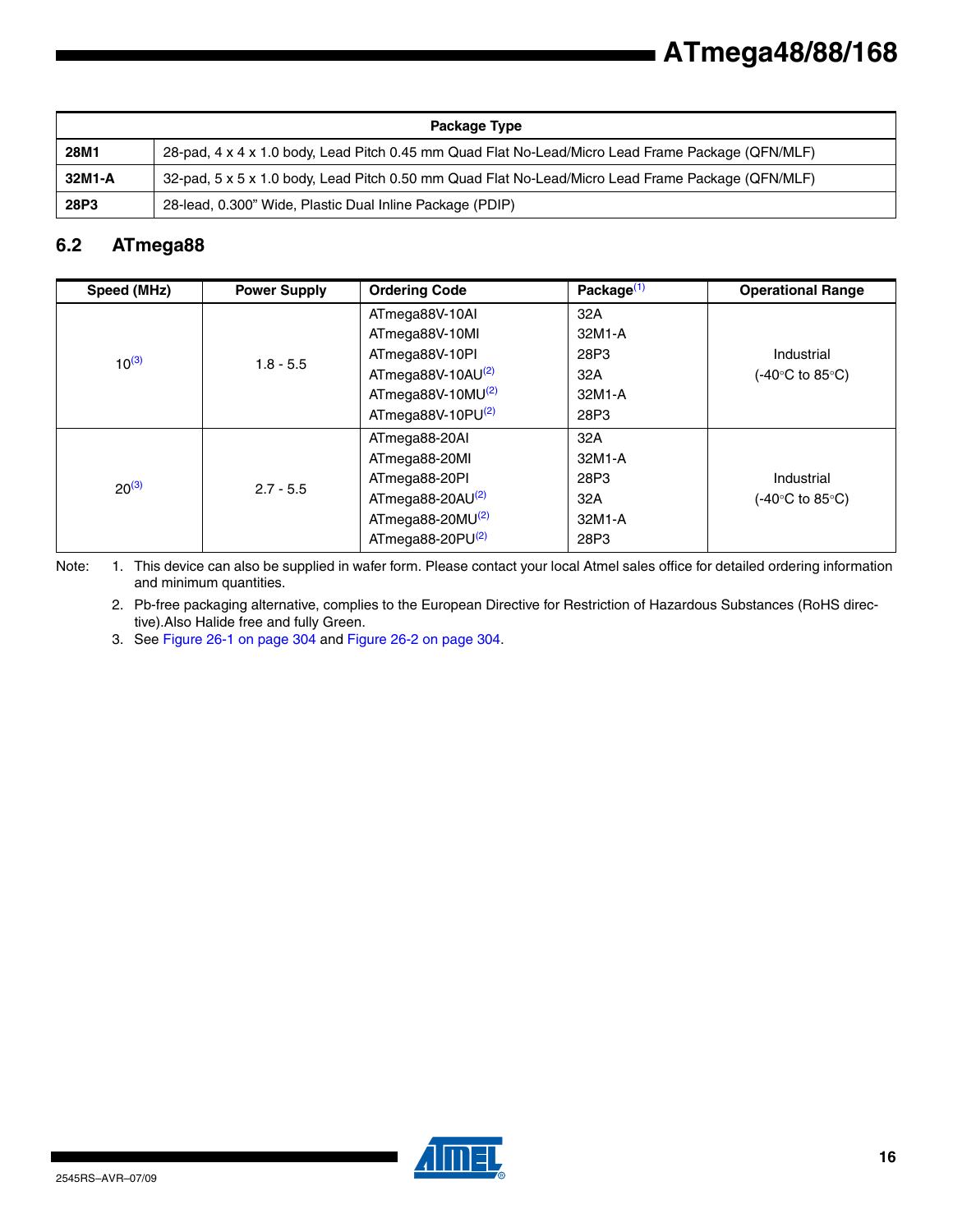| Package Type | |
|---|---|
| **28M1** | 28-pad, 4 x 4 x 1.0 body, Lead Pitch 0.45 mm Quad Flat No-Lead/Micro Lead Frame Package (QFN/MLF) |
| **32M1-A** | 32-pad, 5 x 5 x 1.0 body, Lead Pitch 0.50 mm Quad Flat No-Lead/Micro Lead Frame Package (QFN/MLF) |
| **28P3** | 28-lead, 0.300" Wide, Plastic Dual Inline Package (PDIP) |

## 6.2 ATmega88

| Speed (MHz) | Power Supply | Ordering Code | Package[1] | Operational Range |
|---|---|---|---|---|
| 10[3] | 1.8 - 5.5 | ATmega88V-10AI<br>ATmega88V-10MI<br>ATmega88V-10PI<br>ATmega88V-10AU[2]<br>ATmega88V-10MU[2]<br>ATmega88V-10PU[2] | 32A<br>32M1-A<br>28P3<br>32A<br>32M1-A<br>28P3 | Industrial<br>(-40°C to 85°C) |
| 20[3] | 2.7 - 5.5 | ATmega88-20AI<br>ATmega88-20MI<br>ATmega88-20PI<br>ATmega88-20AU[2]<br>ATmega88-20MU[2]<br>ATmega88-20PU[2] | 32A<br>32M1-A<br>28P3<br>32A<br>32M1-A<br>28P3 | Industrial<br>(-40°C to 85°C) |

Note: 1. This device can also be supplied in wafer form. Please contact your local Atmel sales office for detailed ordering information and minimum quantities.

2. Pb-free packaging alternative, complies to the European Directive for Restriction of Hazardous Substances (RoHS directive).Also Halide free and fully Green.

3. See Figure 26-1 on page 304 and Figure 26-2 on page 304.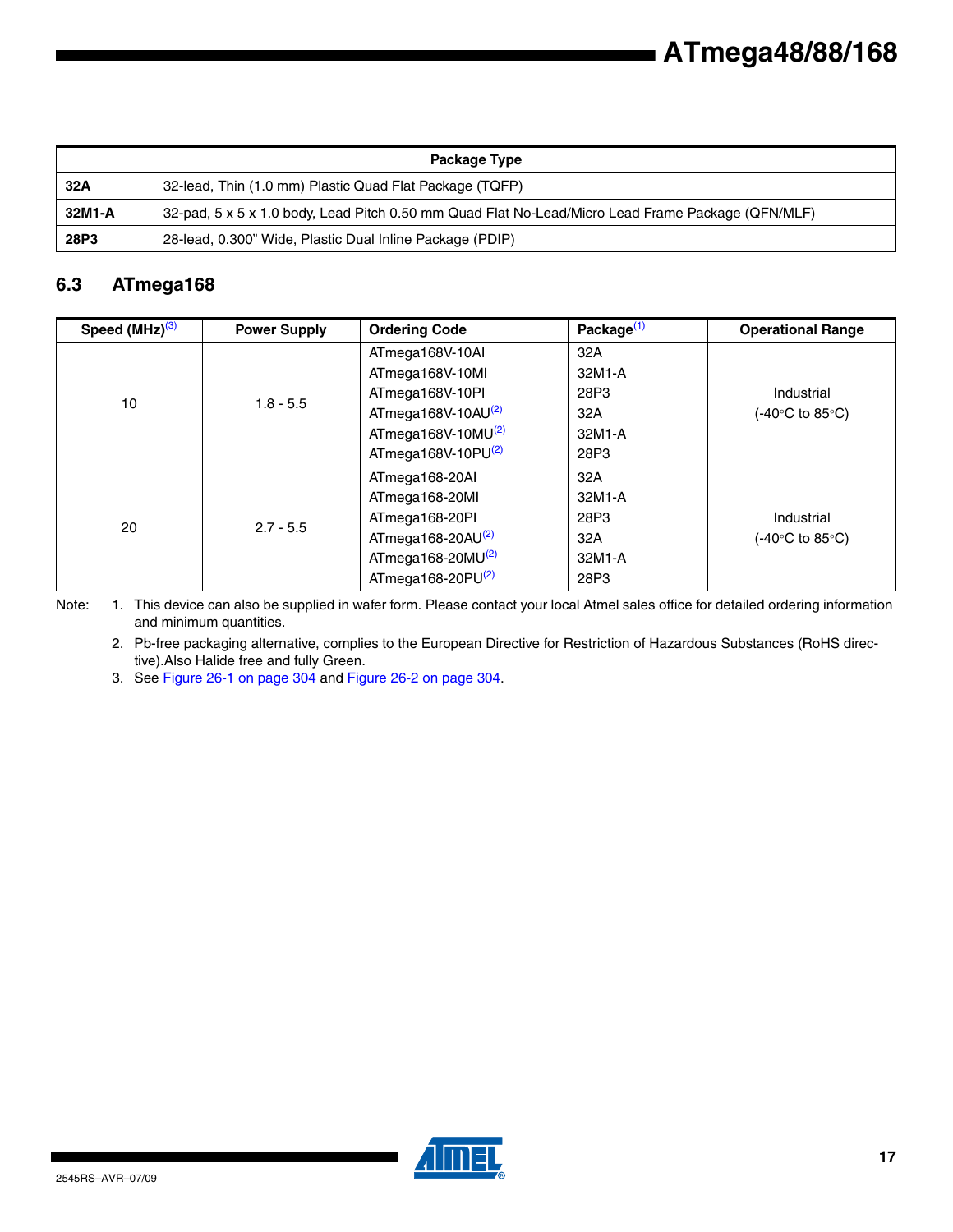| Package Type | |
|---|---|
| **32A** | 32-lead, Thin (1.0 mm) Plastic Quad Flat Package (TQFP) |
| **32M1-A** | 32-pad, 5 x 5 x 1.0 body, Lead Pitch 0.50 mm Quad Flat No-Lead/Micro Lead Frame Package (QFN/MLF) |
| **28P3** | 28-lead, 0.300" Wide, Plastic Dual Inline Package (PDIP) |

## 6.3 ATmega168

| Speed (MHz)[3] | Power Supply | Ordering Code | Package[1] | Operational Range |
|---|---|---|---|---|
| 10 | 1.8 - 5.5 | ATmega168V-10AI<br>ATmega168V-10MI<br>ATmega168V-10PI<br>ATmega168V-10AU[2]<br>ATmega168V-10MU[2]<br>ATmega168V-10PU[2] | 32A<br>32M1-A<br>28P3<br>32A<br>32M1-A<br>28P3 | Industrial<br>(-40°C to 85°C) |
| 20 | 2.7 - 5.5 | ATmega168-20AI<br>ATmega168-20MI<br>ATmega168-20PI<br>ATmega168-20AU[2]<br>ATmega168-20MU[2]<br>ATmega168-20PU[2] | 32A<br>32M1-A<br>28P3<br>32A<br>32M1-A<br>28P3 | Industrial<br>(-40°C to 85°C) |

Note:
1. This device can also be supplied in wafer form. Please contact your local Atmel sales office for detailed ordering information and minimum quantities.
2. Pb-free packaging alternative, complies to the European Directive for Restriction of Hazardous Substances (RoHS directive).Also Halide free and fully Green.
3. See Figure 26-1 on page 304 and Figure 26-2 on page 304.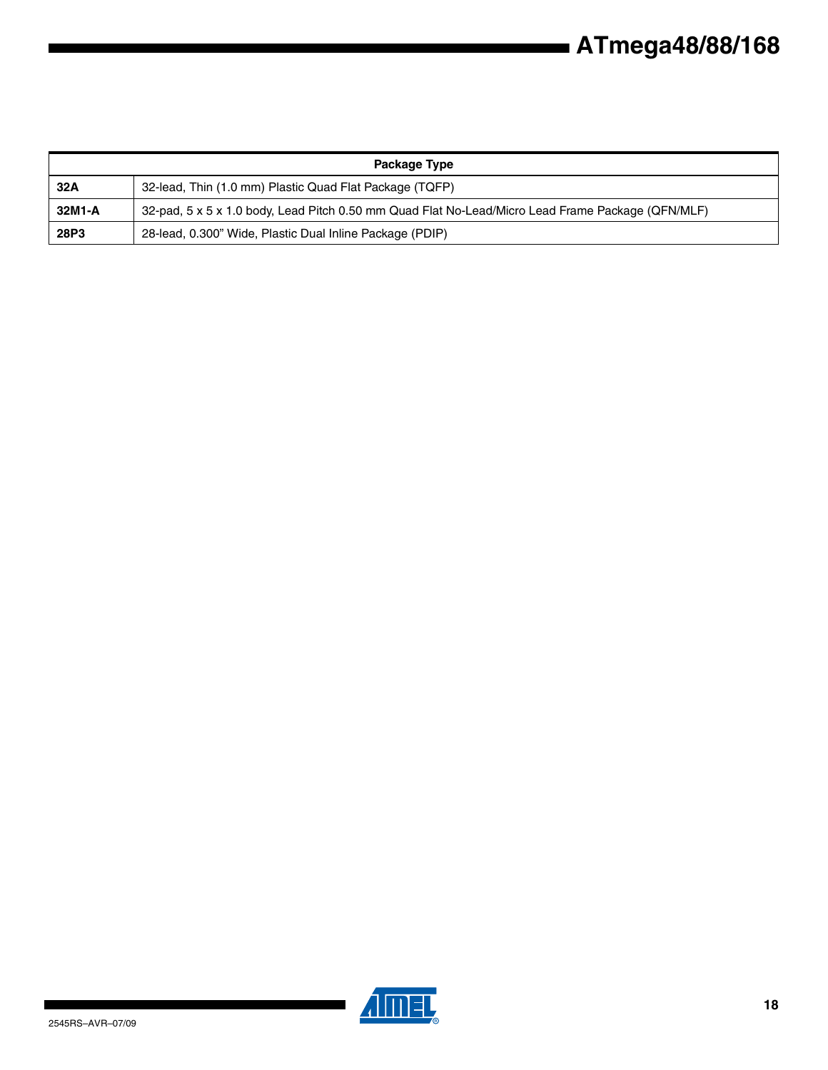| Package Type | |
|---|---|
| **32A** | 32-lead, Thin (1.0 mm) Plastic Quad Flat Package (TQFP) |
| **32M1-A** | 32-pad, 5 x 5 x 1.0 body, Lead Pitch 0.50 mm Quad Flat No-Lead/Micro Lead Frame Package (QFN/MLF) |
| **28P3** | 28-lead, 0.300" Wide, Plastic Dual Inline Package (PDIP) |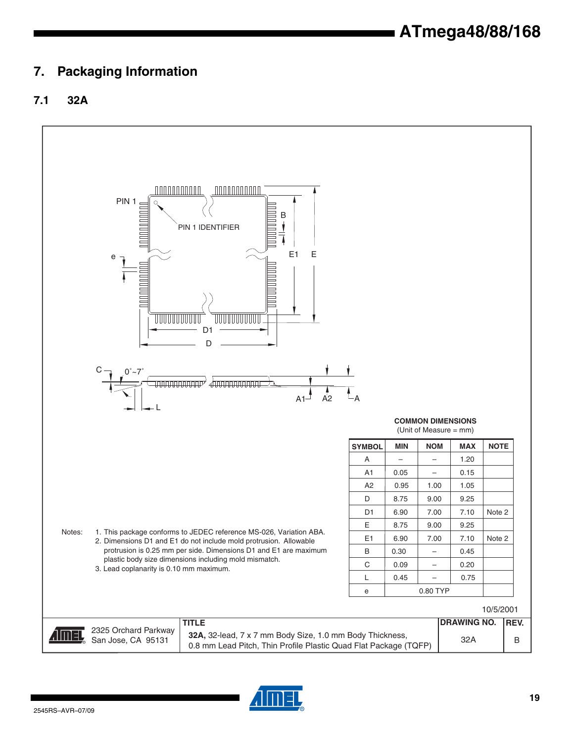## 7. Packaging Information

### 7.1 32A

PIN 1

PIN 1 IDENTIFIER

e

B

E1 E

D1

D

C 0˚~7˚

L

A1 A2 A

**COMMON DIMENSIONS**
(Unit of Measure = mm)

| SYMBOL | MIN | NOM | MAX | NOTE |
|---|---|---|---|---|
| A | – | – | 1.20 | |
| A1 | 0.05 | – | 0.15 | |
| A2 | 0.95 | 1.00 | 1.05 | |
| D | 8.75 | 9.00 | 9.25 | |
| D1 | 6.90 | 7.00 | 7.10 | Note 2 |
| E | 8.75 | 9.00 | 9.25 | |
| E1 | 6.90 | 7.00 | 7.10 | Note 2 |
| B | 0.30 | – | 0.45 | |
| C | 0.09 | – | 0.20 | |
| L | 0.45 | – | 0.75 | |
| e | 0.80 TYP | | | |

Notes:
1. This package conforms to JEDEC reference MS-026, Variation ABA.
2. Dimensions D1 and E1 do not include mold protrusion. Allowable protrusion is 0.25 mm per side. Dimensions D1 and E1 are maximum plastic body size dimensions including mold mismatch.
3. Lead coplanarity is 0.10 mm maximum.

10/5/2001

| | TITLE | DRAWING NO. | REV. |
|---|---|---|---|
| ATMEL 2325 Orchard Parkway San Jose, CA 95131 | **32A,** 32-lead, 7 x 7 mm Body Size, 1.0 mm Body Thickness, 0.8 mm Lead Pitch, Thin Profile Plastic Quad Flat Package (TQFP) | 32A | B |

2545RS–AVR–07/09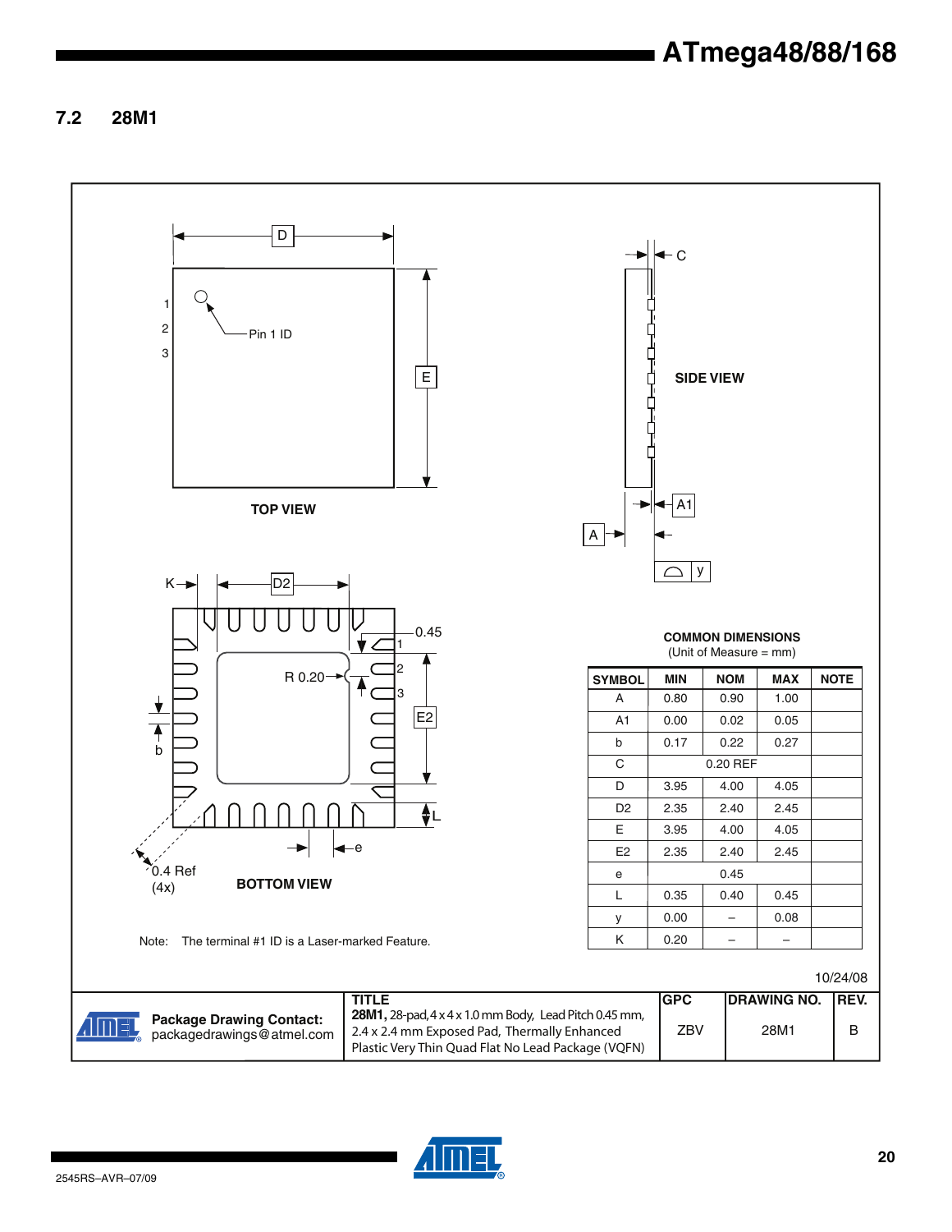## 7.2 28M1

TOP VIEW

SIDE VIEW

BOTTOM VIEW

Note: The terminal #1 ID is a Laser-marked Feature.

**COMMON DIMENSIONS**
(Unit of Measure = mm)

| SYMBOL | MIN | NOM | MAX | NOTE |
|---|---|---|---|---|
| A | 0.80 | 0.90 | 1.00 | |
| A1 | 0.00 | 0.02 | 0.05 | |
| b | 0.17 | 0.22 | 0.27 | |
| C | | 0.20 REF | | |
| D | 3.95 | 4.00 | 4.05 | |
| D2 | 2.35 | 2.40 | 2.45 | |
| E | 3.95 | 4.00 | 4.05 | |
| E2 | 2.35 | 2.40 | 2.45 | |
| e | | 0.45 | | |
| L | 0.35 | 0.40 | 0.45 | |
| y | 0.00 | – | 0.08 | |
| K | 0.20 | – | – | |

10/24/08

| Package Drawing Contact: packagedrawings@atmel.com | TITLE **28M1,** 28-pad, 4 x 4 x 1.0 mm Body, Lead Pitch 0.45 mm, 2.4 x 2.4 mm Exposed Pad, Thermally Enhanced Plastic Very Thin Quad Flat No Lead Package (VQFN) | GPC ZBV | DRAWING NO. 28M1 | REV. B |
|---|---|---|---|---|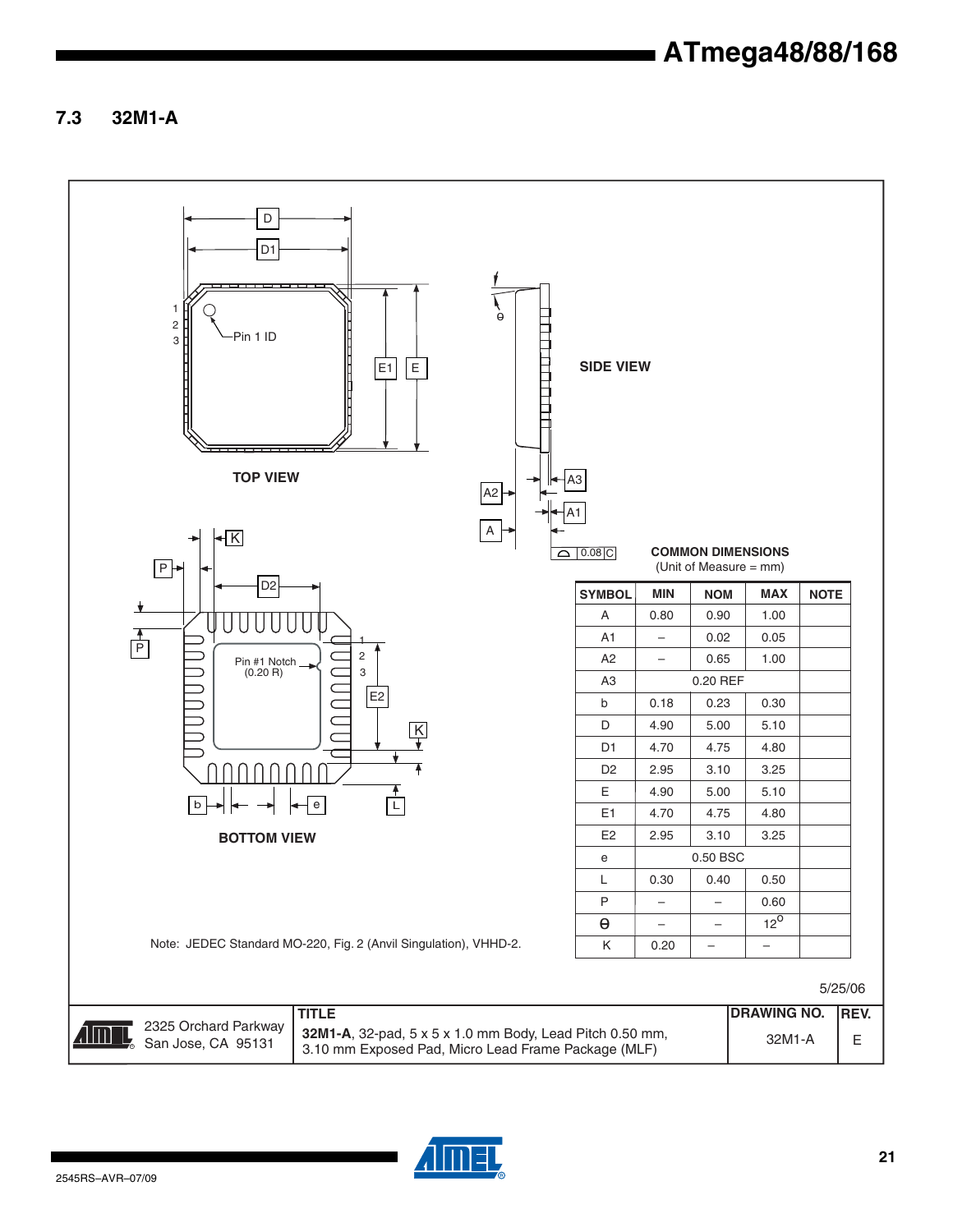## 7.3 32M1-A

TOP VIEW

SIDE VIEW

BOTTOM VIEW

Pin 1 ID

Pin #1 Notch (0.20 R)

COMMON DIMENSIONS
(Unit of Measure = mm)

| SYMBOL | MIN | NOM | MAX | NOTE |
|---|---|---|---|---|
| A | 0.80 | 0.90 | 1.00 | |
| A1 | – | 0.02 | 0.05 | |
| A2 | – | 0.65 | 1.00 | |
| A3 | | 0.20 REF | | |
| b | 0.18 | 0.23 | 0.30 | |
| D | 4.90 | 5.00 | 5.10 | |
| D1 | 4.70 | 4.75 | 4.80 | |
| D2 | 2.95 | 3.10 | 3.25 | |
| E | 4.90 | 5.00 | 5.10 | |
| E1 | 4.70 | 4.75 | 4.80 | |
| E2 | 2.95 | 3.10 | 3.25 | |
| e | | 0.50 BSC | | |
| L | 0.30 | 0.40 | 0.50 | |
| P | – | – | 0.60 | |
| $\theta$ | – | – | $12^{o}$ | |
| K | 0.20 | – | – | |

Note: JEDEC Standard MO-220, Fig. 2 (Anvil Singulation), VHHD-2.

5/25/06

| | TITLE | DRAWING NO. | REV. |
|---|---|---|---|
| 2325 Orchard Parkway San Jose, CA 95131 | **32M1-A**, 32-pad, 5 x 5 x 1.0 mm Body, Lead Pitch 0.50 mm, 3.10 mm Exposed Pad, Micro Lead Frame Package (MLF) | 32M1-A | E |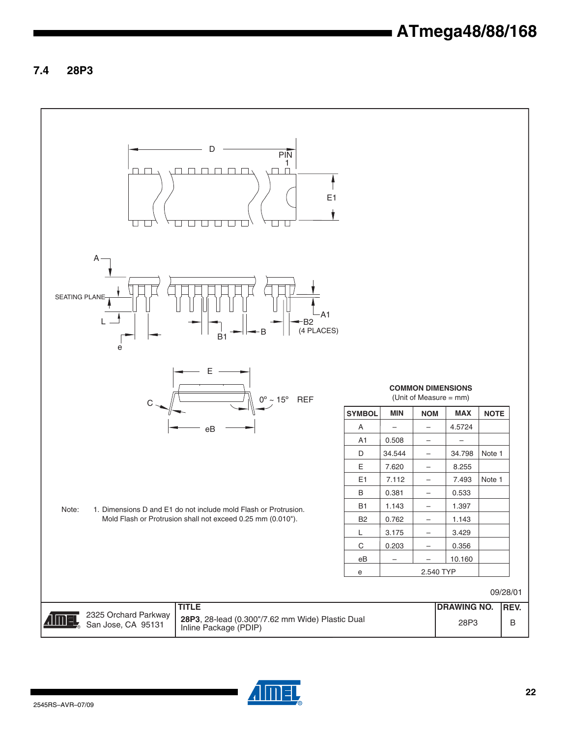## 7.4 28P3

COMMON DIMENSIONS
(Unit of Measure = mm)

| SYMBOL | MIN | NOM | MAX | NOTE |
|---|---|---|---|---|
| A | – | – | 4.5724 | |
| A1 | 0.508 | – | – | |
| D | 34.544 | – | 34.798 | Note 1 |
| E | 7.620 | – | 8.255 | |
| E1 | 7.112 | – | 7.493 | Note 1 |
| B | 0.381 | – | 0.533 | |
| B1 | 1.143 | – | 1.397 | |
| B2 | 0.762 | – | 1.143 | |
| L | 3.175 | – | 3.429 | |
| C | 0.203 | – | 0.356 | |
| eB | – | – | 10.160 | |
| e | | 2.540 TYP | | |

Note: 1. Dimensions D and E1 do not include mold Flash or Protrusion. Mold Flash or Protrusion shall not exceed 0.25 mm (0.010").

09/28/01

| 2325 Orchard Parkway San Jose, CA 95131 | TITLE **28P3**, 28-lead (0.300"/7.62 mm Wide) Plastic Dual Inline Package (PDIP) | DRAWING NO. 28P3 | REV. B |
|---|---|---|---|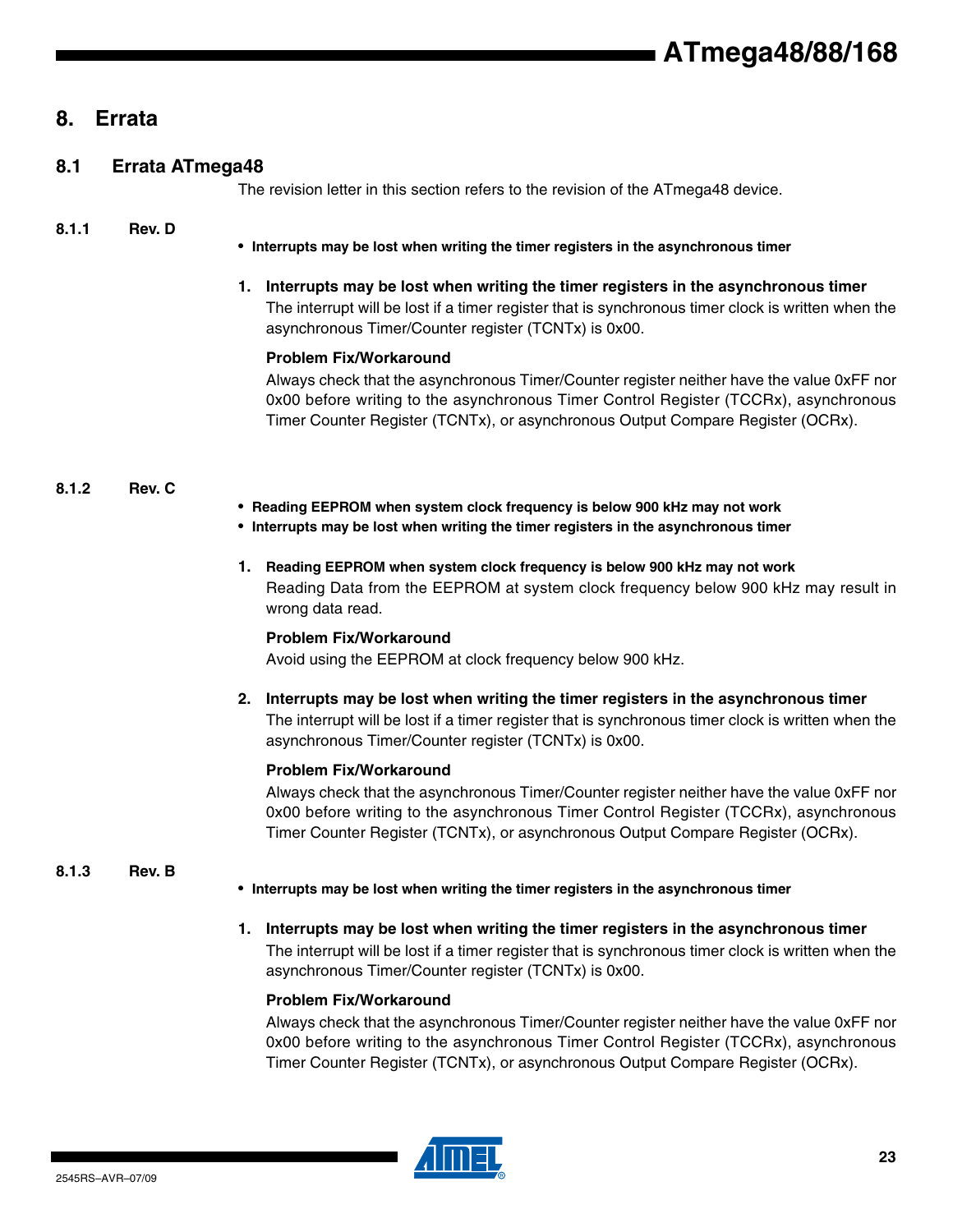# 8. Errata

## 8.1 Errata ATmega48

The revision letter in this section refers to the revision of the ATmega48 device.

### 8.1.1 Rev. D

- **Interrupts may be lost when writing the timer registers in the asynchronous timer**

**1. Interrupts may be lost when writing the timer registers in the asynchronous timer**

The interrupt will be lost if a timer register that is synchronous timer clock is written when the asynchronous Timer/Counter register (TCNTx) is 0x00.

**Problem Fix/Workaround**

Always check that the asynchronous Timer/Counter register neither have the value 0xFF nor 0x00 before writing to the asynchronous Timer Control Register (TCCRx), asynchronous Timer Counter Register (TCNTx), or asynchronous Output Compare Register (OCRx).

### 8.1.2 Rev. C

- **Reading EEPROM when system clock frequency is below 900 kHz may not work**
- **Interrupts may be lost when writing the timer registers in the asynchronous timer**

**1. Reading EEPROM when system clock frequency is below 900 kHz may not work**

Reading Data from the EEPROM at system clock frequency below 900 kHz may result in wrong data read.

**Problem Fix/Workaround**

Avoid using the EEPROM at clock frequency below 900 kHz.

**2. Interrupts may be lost when writing the timer registers in the asynchronous timer**

The interrupt will be lost if a timer register that is synchronous timer clock is written when the asynchronous Timer/Counter register (TCNTx) is 0x00.

**Problem Fix/Workaround**

Always check that the asynchronous Timer/Counter register neither have the value 0xFF nor 0x00 before writing to the asynchronous Timer Control Register (TCCRx), asynchronous Timer Counter Register (TCNTx), or asynchronous Output Compare Register (OCRx).

### 8.1.3 Rev. B

- **Interrupts may be lost when writing the timer registers in the asynchronous timer**

**1. Interrupts may be lost when writing the timer registers in the asynchronous timer**

The interrupt will be lost if a timer register that is synchronous timer clock is written when the asynchronous Timer/Counter register (TCNTx) is 0x00.

**Problem Fix/Workaround**

Always check that the asynchronous Timer/Counter register neither have the value 0xFF nor 0x00 before writing to the asynchronous Timer Control Register (TCCRx), asynchronous Timer Counter Register (TCNTx), or asynchronous Output Compare Register (OCRx).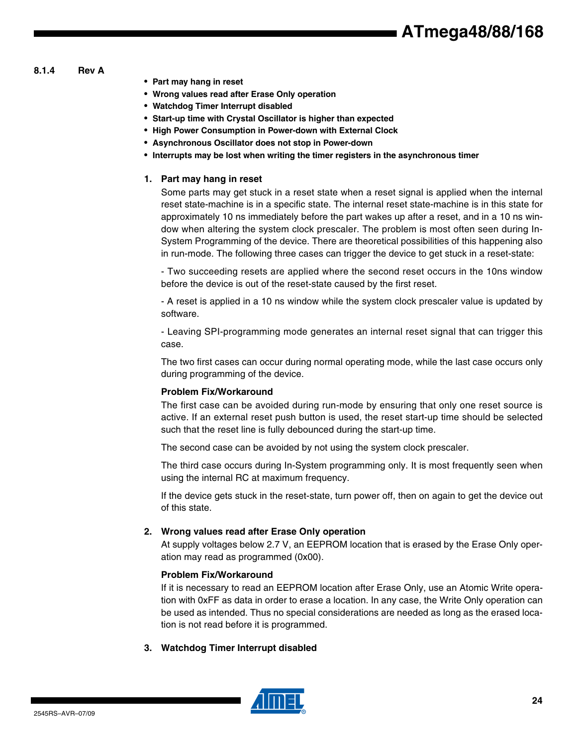### 8.1.4 Rev A

- **Part may hang in reset**
- **Wrong values read after Erase Only operation**
- **Watchdog Timer Interrupt disabled**
- **Start-up time with Crystal Oscillator is higher than expected**
- **High Power Consumption in Power-down with External Clock**
- **Asynchronous Oscillator does not stop in Power-down**
- **Interrupts may be lost when writing the timer registers in the asynchronous timer**

**1. Part may hang in reset**

Some parts may get stuck in a reset state when a reset signal is applied when the internal reset state-machine is in a specific state. The internal reset state-machine is in this state for approximately 10 ns immediately before the part wakes up after a reset, and in a 10 ns window when altering the system clock prescaler. The problem is most often seen during In-System Programming of the device. There are theoretical possibilities of this happening also in run-mode. The following three cases can trigger the device to get stuck in a reset-state:

- Two succeeding resets are applied where the second reset occurs in the 10ns window before the device is out of the reset-state caused by the first reset.

- A reset is applied in a 10 ns window while the system clock prescaler value is updated by software.

- Leaving SPI-programming mode generates an internal reset signal that can trigger this case.

The two first cases can occur during normal operating mode, while the last case occurs only during programming of the device.

**Problem Fix/Workaround**

The first case can be avoided during run-mode by ensuring that only one reset source is active. If an external reset push button is used, the reset start-up time should be selected such that the reset line is fully debounced during the start-up time.

The second case can be avoided by not using the system clock prescaler.

The third case occurs during In-System programming only. It is most frequently seen when using the internal RC at maximum frequency.

If the device gets stuck in the reset-state, turn power off, then on again to get the device out of this state.

**2. Wrong values read after Erase Only operation**

At supply voltages below 2.7 V, an EEPROM location that is erased by the Erase Only operation may read as programmed (0x00).

**Problem Fix/Workaround**

If it is necessary to read an EEPROM location after Erase Only, use an Atomic Write operation with 0xFF as data in order to erase a location. In any case, the Write Only operation can be used as intended. Thus no special considerations are needed as long as the erased location is not read before it is programmed.

**3. Watchdog Timer Interrupt disabled**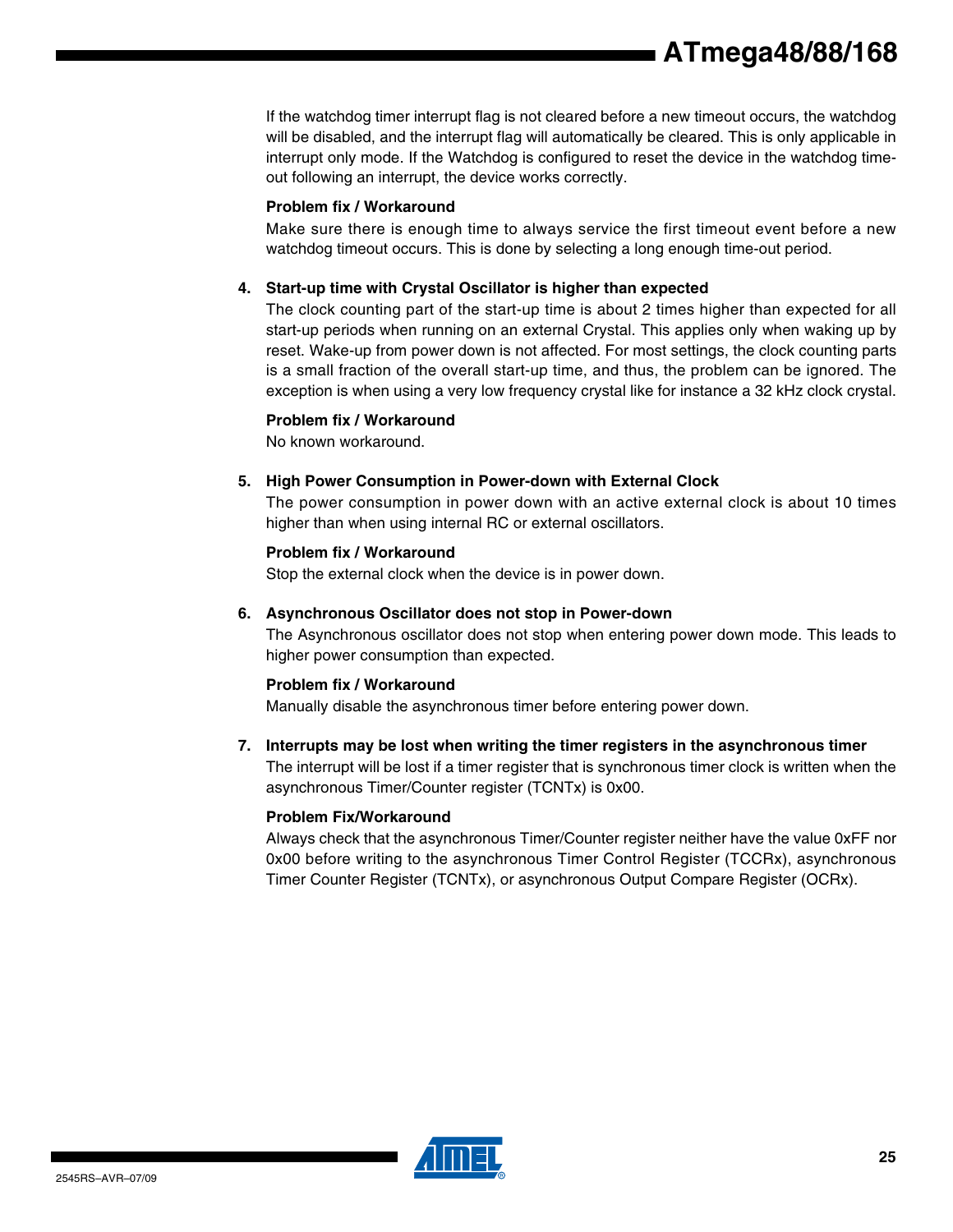If the watchdog timer interrupt flag is not cleared before a new timeout occurs, the watchdog will be disabled, and the interrupt flag will automatically be cleared. This is only applicable in interrupt only mode. If the Watchdog is configured to reset the device in the watchdog time-out following an interrupt, the device works correctly.

**Problem fix / Workaround**

Make sure there is enough time to always service the first timeout event before a new watchdog timeout occurs. This is done by selecting a long enough time-out period.

4. **Start-up time with Crystal Oscillator is higher than expected**

   The clock counting part of the start-up time is about 2 times higher than expected for all start-up periods when running on an external Crystal. This applies only when waking up by reset. Wake-up from power down is not affected. For most settings, the clock counting parts is a small fraction of the overall start-up time, and thus, the problem can be ignored. The exception is when using a very low frequency crystal like for instance a 32 kHz clock crystal.

   **Problem fix / Workaround**

   No known workaround.

5. **High Power Consumption in Power-down with External Clock**

   The power consumption in power down with an active external clock is about 10 times higher than when using internal RC or external oscillators.

   **Problem fix / Workaround**

   Stop the external clock when the device is in power down.

6. **Asynchronous Oscillator does not stop in Power-down**

   The Asynchronous oscillator does not stop when entering power down mode. This leads to higher power consumption than expected.

   **Problem fix / Workaround**

   Manually disable the asynchronous timer before entering power down.

7. **Interrupts may be lost when writing the timer registers in the asynchronous timer**

   The interrupt will be lost if a timer register that is synchronous timer clock is written when the asynchronous Timer/Counter register (TCNTx) is 0x00.

   **Problem Fix/Workaround**

   Always check that the asynchronous Timer/Counter register neither have the value 0xFF nor 0x00 before writing to the asynchronous Timer Control Register (TCCRx), asynchronous Timer Counter Register (TCNTx), or asynchronous Output Compare Register (OCRx).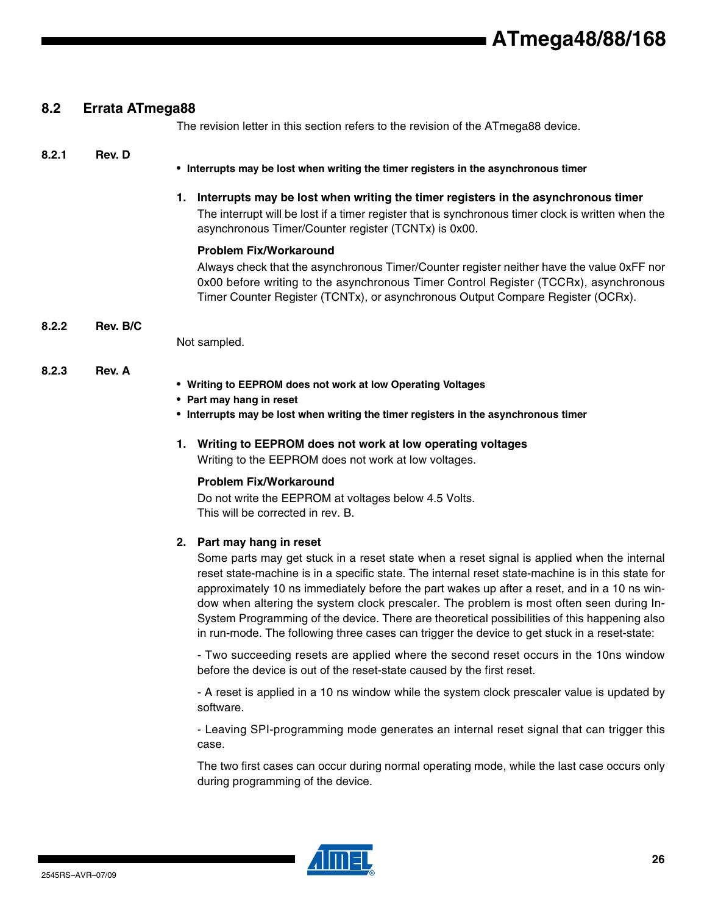## 8.2 Errata ATmega88

The revision letter in this section refers to the revision of the ATmega88 device.

### 8.2.1 Rev. D

- **Interrupts may be lost when writing the timer registers in the asynchronous timer**

**1. Interrupts may be lost when writing the timer registers in the asynchronous timer**

The interrupt will be lost if a timer register that is synchronous timer clock is written when the asynchronous Timer/Counter register (TCNTx) is 0x00.

**Problem Fix/Workaround**

Always check that the asynchronous Timer/Counter register neither have the value 0xFF nor 0x00 before writing to the asynchronous Timer Control Register (TCCRx), asynchronous Timer Counter Register (TCNTx), or asynchronous Output Compare Register (OCRx).

### 8.2.2 Rev. B/C

Not sampled.

### 8.2.3 Rev. A

- **Writing to EEPROM does not work at low Operating Voltages**
- **Part may hang in reset**
- **Interrupts may be lost when writing the timer registers in the asynchronous timer**

**1. Writing to EEPROM does not work at low operating voltages**

Writing to the EEPROM does not work at low voltages.

**Problem Fix/Workaround**

Do not write the EEPROM at voltages below 4.5 Volts.
This will be corrected in rev. B.

**2. Part may hang in reset**

Some parts may get stuck in a reset state when a reset signal is applied when the internal reset state-machine is in a specific state. The internal reset state-machine is in this state for approximately 10 ns immediately before the part wakes up after a reset, and in a 10 ns window when altering the system clock prescaler. The problem is most often seen during In-System Programming of the device. There are theoretical possibilities of this happening also in run-mode. The following three cases can trigger the device to get stuck in a reset-state:

- Two succeeding resets are applied where the second reset occurs in the 10ns window before the device is out of the reset-state caused by the first reset.

- A reset is applied in a 10 ns window while the system clock prescaler value is updated by software.

- Leaving SPI-programming mode generates an internal reset signal that can trigger this case.

The two first cases can occur during normal operating mode, while the last case occurs only during programming of the device.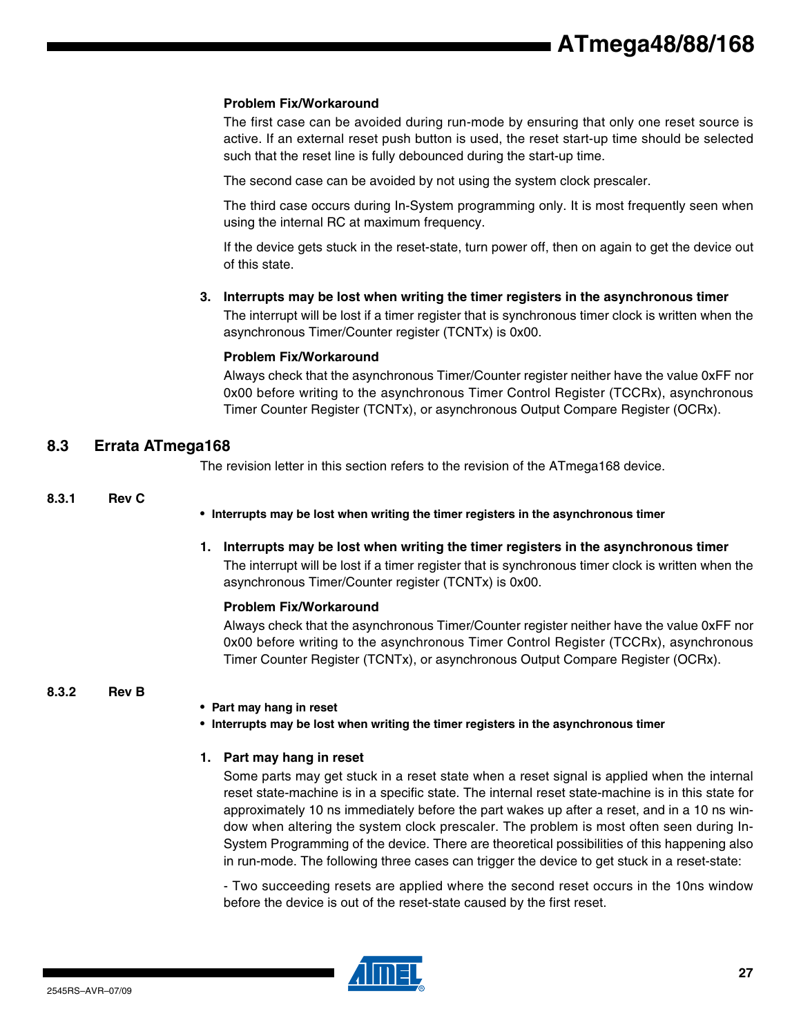**Problem Fix/Workaround**

The first case can be avoided during run-mode by ensuring that only one reset source is active. If an external reset push button is used, the reset start-up time should be selected such that the reset line is fully debounced during the start-up time.

The second case can be avoided by not using the system clock prescaler.

The third case occurs during In-System programming only. It is most frequently seen when using the internal RC at maximum frequency.

If the device gets stuck in the reset-state, turn power off, then on again to get the device out of this state.

**3. Interrupts may be lost when writing the timer registers in the asynchronous timer**

The interrupt will be lost if a timer register that is synchronous timer clock is written when the asynchronous Timer/Counter register (TCNTx) is 0x00.

**Problem Fix/Workaround**

Always check that the asynchronous Timer/Counter register neither have the value 0xFF nor 0x00 before writing to the asynchronous Timer Control Register (TCCRx), asynchronous Timer Counter Register (TCNTx), or asynchronous Output Compare Register (OCRx).

## 8.3 Errata ATmega168

The revision letter in this section refers to the revision of the ATmega168 device.

### 8.3.1 Rev C

- **Interrupts may be lost when writing the timer registers in the asynchronous timer**

**1. Interrupts may be lost when writing the timer registers in the asynchronous timer**

The interrupt will be lost if a timer register that is synchronous timer clock is written when the asynchronous Timer/Counter register (TCNTx) is 0x00.

**Problem Fix/Workaround**

Always check that the asynchronous Timer/Counter register neither have the value 0xFF nor 0x00 before writing to the asynchronous Timer Control Register (TCCRx), asynchronous Timer Counter Register (TCNTx), or asynchronous Output Compare Register (OCRx).

### 8.3.2 Rev B

- **Part may hang in reset**
- **Interrupts may be lost when writing the timer registers in the asynchronous timer**

**1. Part may hang in reset**

Some parts may get stuck in a reset state when a reset signal is applied when the internal reset state-machine is in a specific state. The internal reset state-machine is in this state for approximately 10 ns immediately before the part wakes up after a reset, and in a 10 ns window when altering the system clock prescaler. The problem is most often seen during In-System Programming of the device. There are theoretical possibilities of this happening also in run-mode. The following three cases can trigger the device to get stuck in a reset-state:

- Two succeeding resets are applied where the second reset occurs in the 10ns window before the device is out of the reset-state caused by the first reset.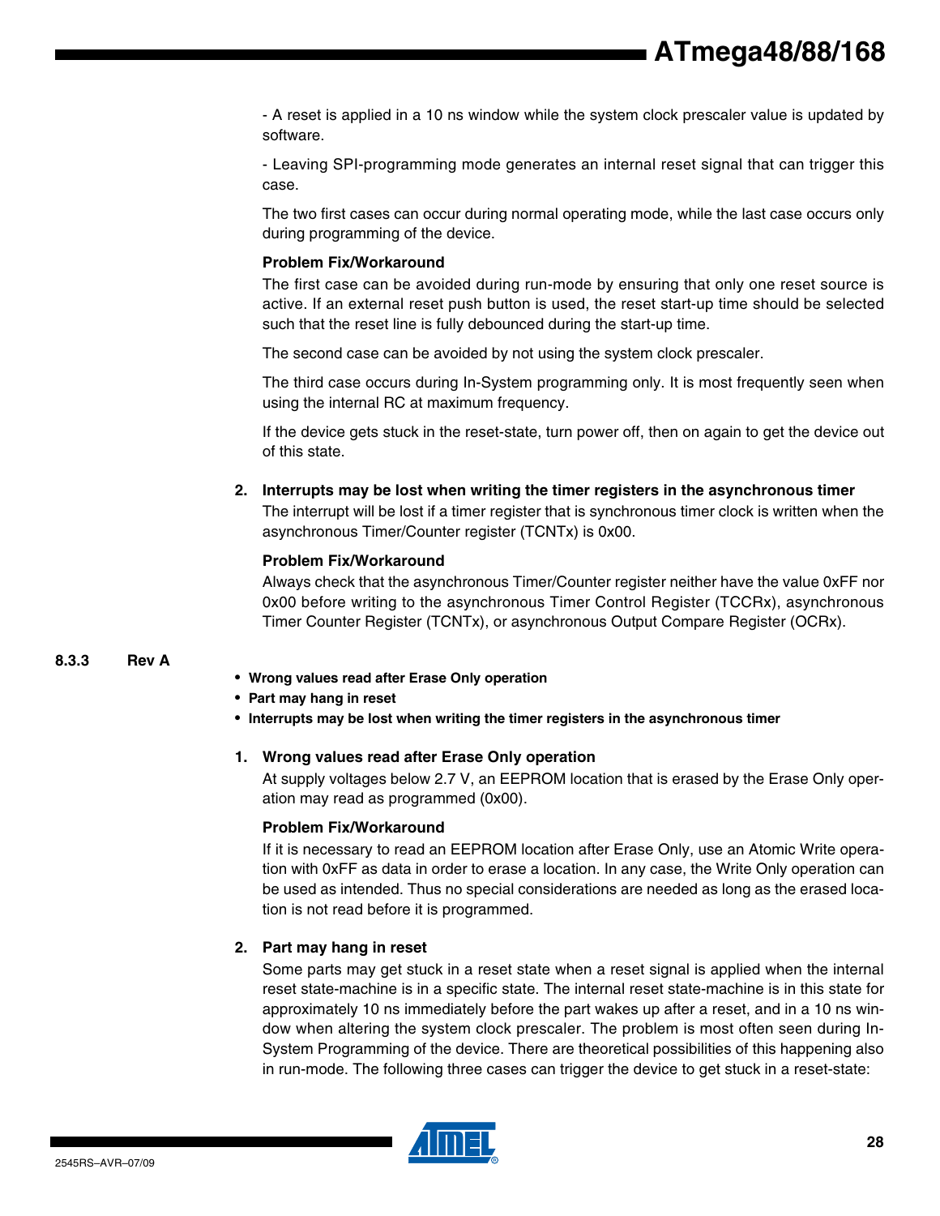- A reset is applied in a 10 ns window while the system clock prescaler value is updated by software.

- Leaving SPI-programming mode generates an internal reset signal that can trigger this case.

The two first cases can occur during normal operating mode, while the last case occurs only during programming of the device.

**Problem Fix/Workaround**

The first case can be avoided during run-mode by ensuring that only one reset source is active. If an external reset push button is used, the reset start-up time should be selected such that the reset line is fully debounced during the start-up time.

The second case can be avoided by not using the system clock prescaler.

The third case occurs during In-System programming only. It is most frequently seen when using the internal RC at maximum frequency.

If the device gets stuck in the reset-state, turn power off, then on again to get the device out of this state.

**2. Interrupts may be lost when writing the timer registers in the asynchronous timer**

The interrupt will be lost if a timer register that is synchronous timer clock is written when the asynchronous Timer/Counter register (TCNTx) is 0x00.

**Problem Fix/Workaround**

Always check that the asynchronous Timer/Counter register neither have the value 0xFF nor 0x00 before writing to the asynchronous Timer Control Register (TCCRx), asynchronous Timer Counter Register (TCNTx), or asynchronous Output Compare Register (OCRx).

### 8.3.3 Rev A

- **Wrong values read after Erase Only operation**
- **Part may hang in reset**
- **Interrupts may be lost when writing the timer registers in the asynchronous timer**

**1. Wrong values read after Erase Only operation**

At supply voltages below 2.7 V, an EEPROM location that is erased by the Erase Only operation may read as programmed (0x00).

**Problem Fix/Workaround**

If it is necessary to read an EEPROM location after Erase Only, use an Atomic Write operation with 0xFF as data in order to erase a location. In any case, the Write Only operation can be used as intended. Thus no special considerations are needed as long as the erased location is not read before it is programmed.

**2. Part may hang in reset**

Some parts may get stuck in a reset state when a reset signal is applied when the internal reset state-machine is in a specific state. The internal reset state-machine is in this state for approximately 10 ns immediately before the part wakes up after a reset, and in a 10 ns window when altering the system clock prescaler. The problem is most often seen during In-System Programming of the device. There are theoretical possibilities of this happening also in run-mode. The following three cases can trigger the device to get stuck in a reset-state: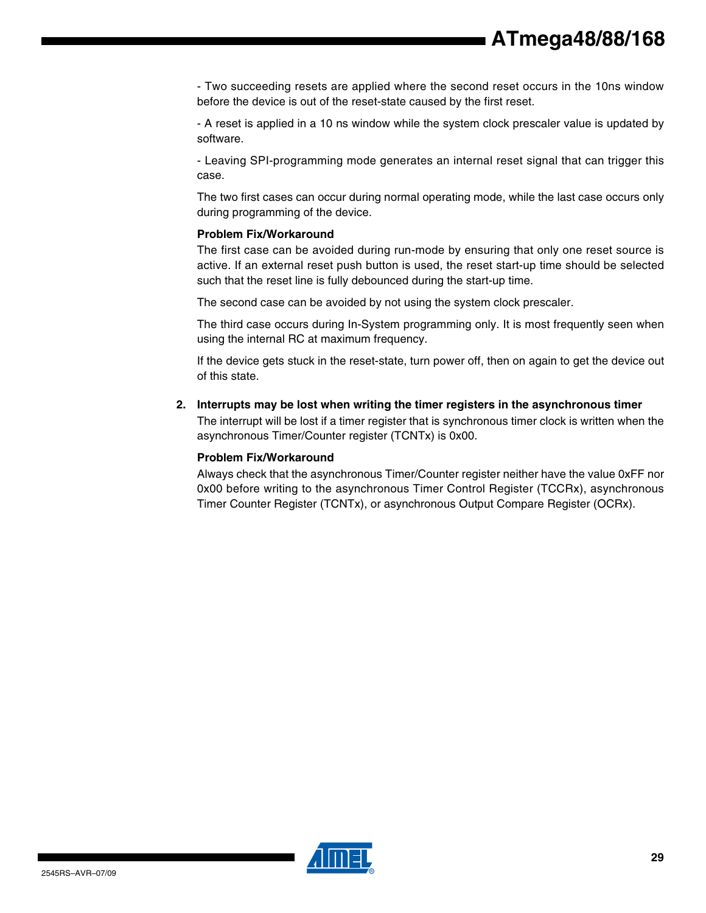- Two succeeding resets are applied where the second reset occurs in the 10ns window before the device is out of the reset-state caused by the first reset.

- A reset is applied in a 10 ns window while the system clock prescaler value is updated by software.

- Leaving SPI-programming mode generates an internal reset signal that can trigger this case.

The two first cases can occur during normal operating mode, while the last case occurs only during programming of the device.

**Problem Fix/Workaround**

The first case can be avoided during run-mode by ensuring that only one reset source is active. If an external reset push button is used, the reset start-up time should be selected such that the reset line is fully debounced during the start-up time.

The second case can be avoided by not using the system clock prescaler.

The third case occurs during In-System programming only. It is most frequently seen when using the internal RC at maximum frequency.

If the device gets stuck in the reset-state, turn power off, then on again to get the device out of this state.

**2. Interrupts may be lost when writing the timer registers in the asynchronous timer**

The interrupt will be lost if a timer register that is synchronous timer clock is written when the asynchronous Timer/Counter register (TCNTx) is 0x00.

**Problem Fix/Workaround**

Always check that the asynchronous Timer/Counter register neither have the value 0xFF nor 0x00 before writing to the asynchronous Timer Control Register (TCCRx), asynchronous Timer Counter Register (TCNTx), or asynchronous Output Compare Register (OCRx).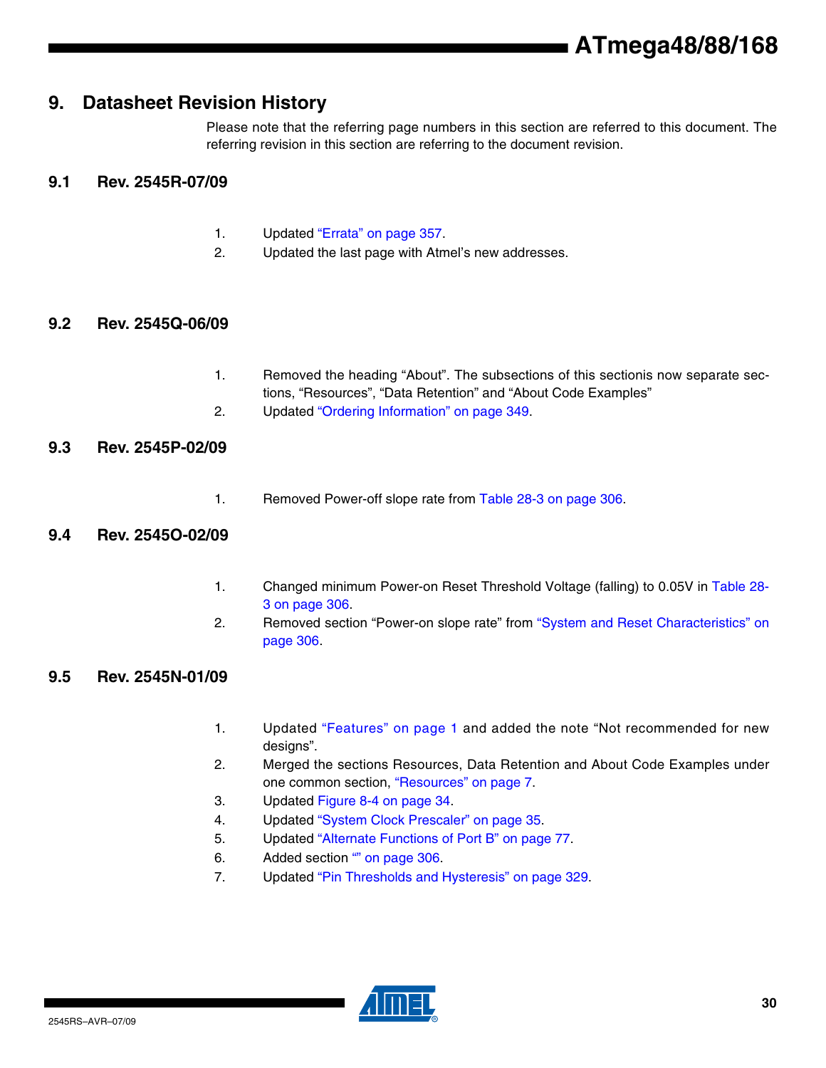## 9. Datasheet Revision History

Please note that the referring page numbers in this section are referred to this document. The referring revision in this section are referring to the document revision.

### 9.1 Rev. 2545R-07/09

1. Updated "Errata" on page 357.
2. Updated the last page with Atmel's new addresses.

### 9.2 Rev. 2545Q-06/09

1. Removed the heading "About". The subsections of this sectionis now separate sections, "Resources", "Data Retention" and "About Code Examples"
2. Updated "Ordering Information" on page 349.

### 9.3 Rev. 2545P-02/09

1. Removed Power-off slope rate from Table 28-3 on page 306.

### 9.4 Rev. 2545O-02/09

1. Changed minimum Power-on Reset Threshold Voltage (falling) to 0.05V in Table 28-3 on page 306.
2. Removed section "Power-on slope rate" from "System and Reset Characteristics" on page 306.

### 9.5 Rev. 2545N-01/09

1. Updated "Features" on page 1 and added the note "Not recommended for new designs".
2. Merged the sections Resources, Data Retention and About Code Examples under one common section, "Resources" on page 7.
3. Updated Figure 8-4 on page 34.
4. Updated "System Clock Prescaler" on page 35.
5. Updated "Alternate Functions of Port B" on page 77.
6. Added section "" on page 306.
7. Updated "Pin Thresholds and Hysteresis" on page 329.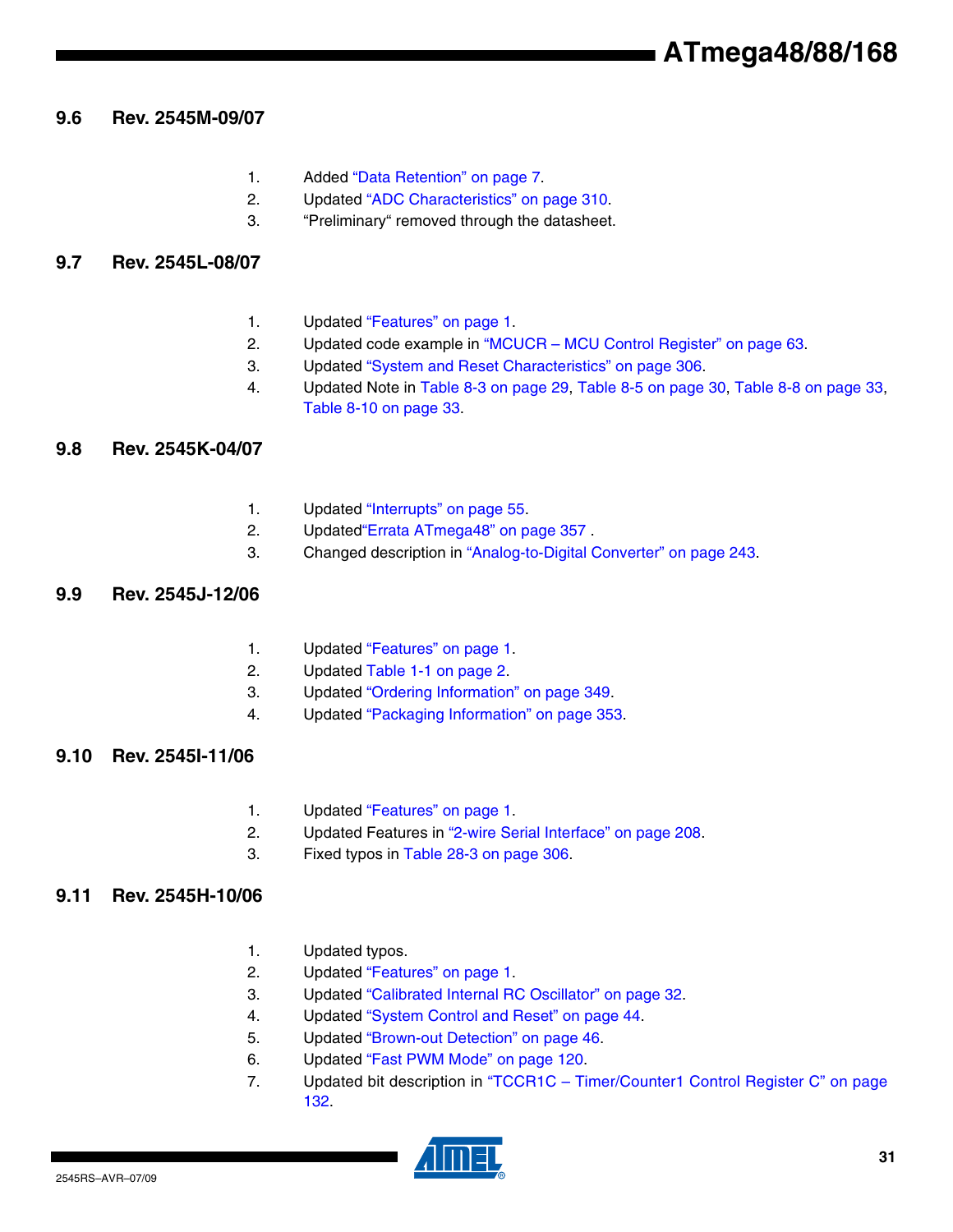## 9.6 Rev. 2545M-09/07

1. Added "Data Retention" on page 7.
2. Updated "ADC Characteristics" on page 310.
3. "Preliminary" removed through the datasheet.

## 9.7 Rev. 2545L-08/07

1. Updated "Features" on page 1.
2. Updated code example in "MCUCR – MCU Control Register" on page 63.
3. Updated "System and Reset Characteristics" on page 306.
4. Updated Note in Table 8-3 on page 29, Table 8-5 on page 30, Table 8-8 on page 33, Table 8-10 on page 33.

## 9.8 Rev. 2545K-04/07

1. Updated "Interrupts" on page 55.
2. Updated"Errata ATmega48" on page 357 .
3. Changed description in "Analog-to-Digital Converter" on page 243.

## 9.9 Rev. 2545J-12/06

1. Updated "Features" on page 1.
2. Updated Table 1-1 on page 2.
3. Updated "Ordering Information" on page 349.
4. Updated "Packaging Information" on page 353.

## 9.10 Rev. 2545I-11/06

1. Updated "Features" on page 1.
2. Updated Features in "2-wire Serial Interface" on page 208.
3. Fixed typos in Table 28-3 on page 306.

## 9.11 Rev. 2545H-10/06

1. Updated typos.
2. Updated "Features" on page 1.
3. Updated "Calibrated Internal RC Oscillator" on page 32.
4. Updated "System Control and Reset" on page 44.
5. Updated "Brown-out Detection" on page 46.
6. Updated "Fast PWM Mode" on page 120.
7. Updated bit description in "TCCR1C – Timer/Counter1 Control Register C" on page 132.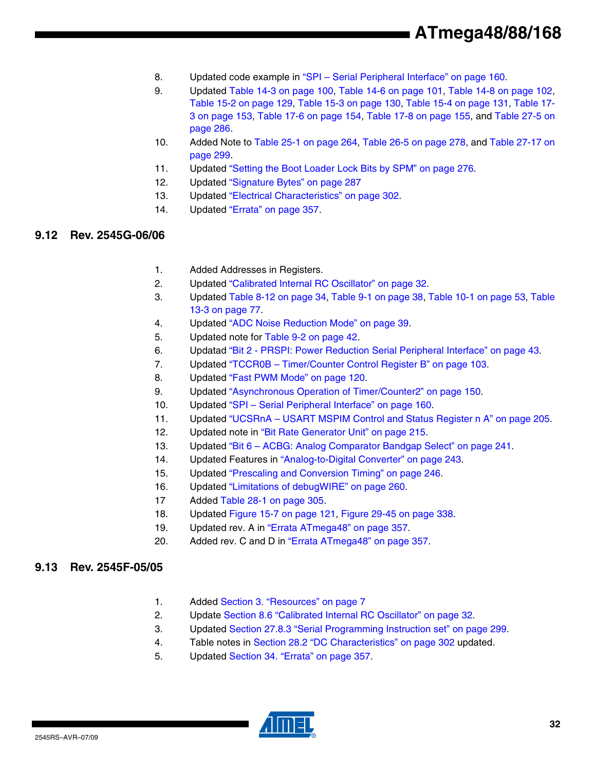8. Updated code example in “SPI – Serial Peripheral Interface” on page 160.
9. Updated Table 14-3 on page 100, Table 14-6 on page 101, Table 14-8 on page 102, Table 15-2 on page 129, Table 15-3 on page 130, Table 15-4 on page 131, Table 17-3 on page 153, Table 17-6 on page 154, Table 17-8 on page 155, and Table 27-5 on page 286.
10. Added Note to Table 25-1 on page 264, Table 26-5 on page 278, and Table 27-17 on page 299.
11. Updated “Setting the Boot Loader Lock Bits by SPM” on page 276.
12. Updated “Signature Bytes” on page 287
13. Updated “Electrical Characteristics” on page 302.
14. Updated “Errata” on page 357.

## 9.12 Rev. 2545G-06/06

1. Added Addresses in Registers.
2. Updated “Calibrated Internal RC Oscillator” on page 32.
3. Updated Table 8-12 on page 34, Table 9-1 on page 38, Table 10-1 on page 53, Table 13-3 on page 77.
4. Updated “ADC Noise Reduction Mode” on page 39.
5. Updated note for Table 9-2 on page 42.
6. Updatad “Bit 2 - PRSPI: Power Reduction Serial Peripheral Interface” on page 43.
7. Updated “TCCR0B – Timer/Counter Control Register B” on page 103.
8. Updated “Fast PWM Mode” on page 120.
9. Updated “Asynchronous Operation of Timer/Counter2” on page 150.
10. Updated “SPI – Serial Peripheral Interface” on page 160.
11. Updated “UCSRnA – USART MSPIM Control and Status Register n A” on page 205.
12. Updated note in “Bit Rate Generator Unit” on page 215.
13. Updated “Bit 6 – ACBG: Analog Comparator Bandgap Select” on page 241.
14. Updated Features in “Analog-to-Digital Converter” on page 243.
15. Updated “Prescaling and Conversion Timing” on page 246.
16. Updated “Limitations of debugWIRE” on page 260.
17. Added Table 28-1 on page 305.
18. Updated Figure 15-7 on page 121, Figure 29-45 on page 338.
19. Updated rev. A in “Errata ATmega48” on page 357.
20. Added rev. C and D in “Errata ATmega48” on page 357.

## 9.13 Rev. 2545F-05/05

1. Added Section 3. “Resources” on page 7
2. Update Section 8.6 “Calibrated Internal RC Oscillator” on page 32.
3. Updated Section 27.8.3 “Serial Programming Instruction set” on page 299.
4. Table notes in Section 28.2 “DC Characteristics” on page 302 updated.
5. Updated Section 34. “Errata” on page 357.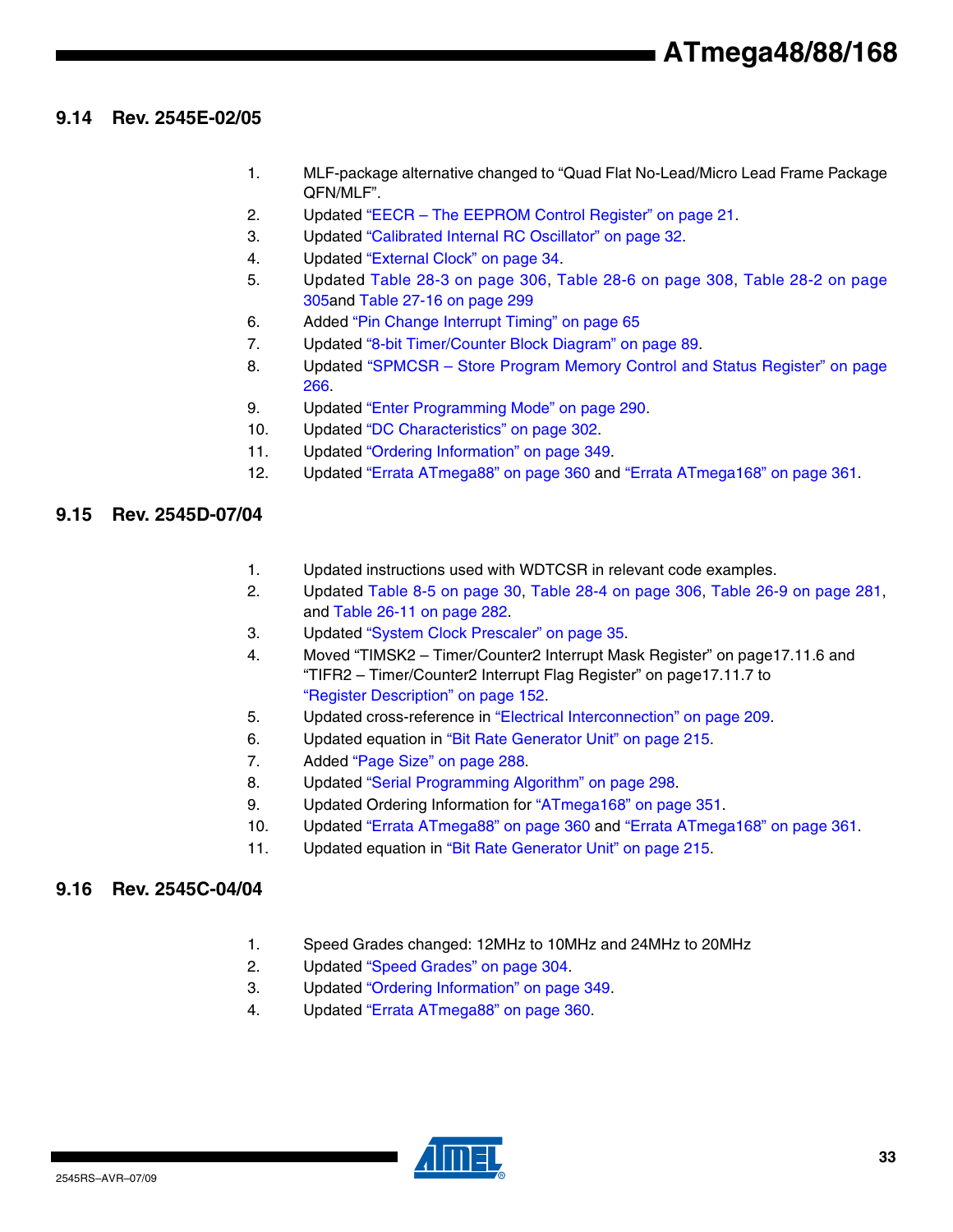## 9.14 Rev. 2545E-02/05

1. MLF-package alternative changed to "Quad Flat No-Lead/Micro Lead Frame Package QFN/MLF".
2. Updated "EECR – The EEPROM Control Register" on page 21.
3. Updated "Calibrated Internal RC Oscillator" on page 32.
4. Updated "External Clock" on page 34.
5. Updated Table 28-3 on page 306, Table 28-6 on page 308, Table 28-2 on page 305and Table 27-16 on page 299
6. Added "Pin Change Interrupt Timing" on page 65
7. Updated "8-bit Timer/Counter Block Diagram" on page 89.
8. Updated "SPMCSR – Store Program Memory Control and Status Register" on page 266.
9. Updated "Enter Programming Mode" on page 290.
10. Updated "DC Characteristics" on page 302.
11. Updated "Ordering Information" on page 349.
12. Updated "Errata ATmega88" on page 360 and "Errata ATmega168" on page 361.

## 9.15 Rev. 2545D-07/04

1. Updated instructions used with WDTCSR in relevant code examples.
2. Updated Table 8-5 on page 30, Table 28-4 on page 306, Table 26-9 on page 281, and Table 26-11 on page 282.
3. Updated "System Clock Prescaler" on page 35.
4. Moved "TIMSK2 – Timer/Counter2 Interrupt Mask Register" on page17.11.6 and "TIFR2 – Timer/Counter2 Interrupt Flag Register" on page17.11.7 to "Register Description" on page 152.
5. Updated cross-reference in "Electrical Interconnection" on page 209.
6. Updated equation in "Bit Rate Generator Unit" on page 215.
7. Added "Page Size" on page 288.
8. Updated "Serial Programming Algorithm" on page 298.
9. Updated Ordering Information for "ATmega168" on page 351.
10. Updated "Errata ATmega88" on page 360 and "Errata ATmega168" on page 361.
11. Updated equation in "Bit Rate Generator Unit" on page 215.

## 9.16 Rev. 2545C-04/04

1. Speed Grades changed: 12MHz to 10MHz and 24MHz to 20MHz
2. Updated "Speed Grades" on page 304.
3. Updated "Ordering Information" on page 349.
4. Updated "Errata ATmega88" on page 360.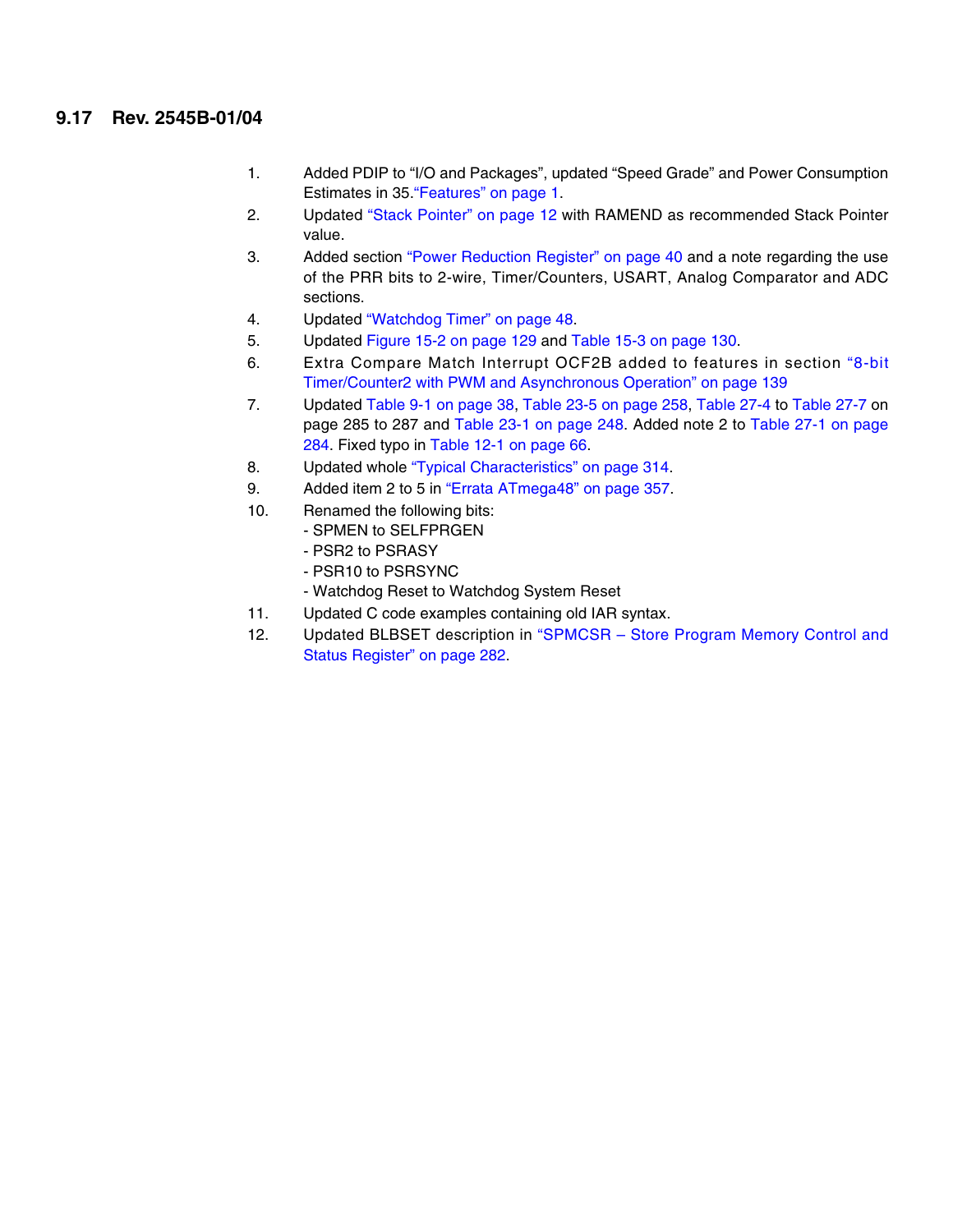## 9.17 Rev. 2545B-01/04

1. Added PDIP to "I/O and Packages", updated "Speed Grade" and Power Consumption Estimates in 35."Features" on page 1.
2. Updated "Stack Pointer" on page 12 with RAMEND as recommended Stack Pointer value.
3. Added section "Power Reduction Register" on page 40 and a note regarding the use of the PRR bits to 2-wire, Timer/Counters, USART, Analog Comparator and ADC sections.
4. Updated "Watchdog Timer" on page 48.
5. Updated Figure 15-2 on page 129 and Table 15-3 on page 130.
6. Extra Compare Match Interrupt OCF2B added to features in section "8-bit Timer/Counter2 with PWM and Asynchronous Operation" on page 139
7. Updated Table 9-1 on page 38, Table 23-5 on page 258, Table 27-4 to Table 27-7 on page 285 to 287 and Table 23-1 on page 248. Added note 2 to Table 27-1 on page 284. Fixed typo in Table 12-1 on page 66.
8. Updated whole "Typical Characteristics" on page 314.
9. Added item 2 to 5 in "Errata ATmega48" on page 357.
10. Renamed the following bits:
    - SPMEN to SELFPRGEN
    - PSR2 to PSRASY
    - PSR10 to PSRSYNC
    - Watchdog Reset to Watchdog System Reset
11. Updated C code examples containing old IAR syntax.
12. Updated BLBSET description in "SPMCSR – Store Program Memory Control and Status Register" on page 282.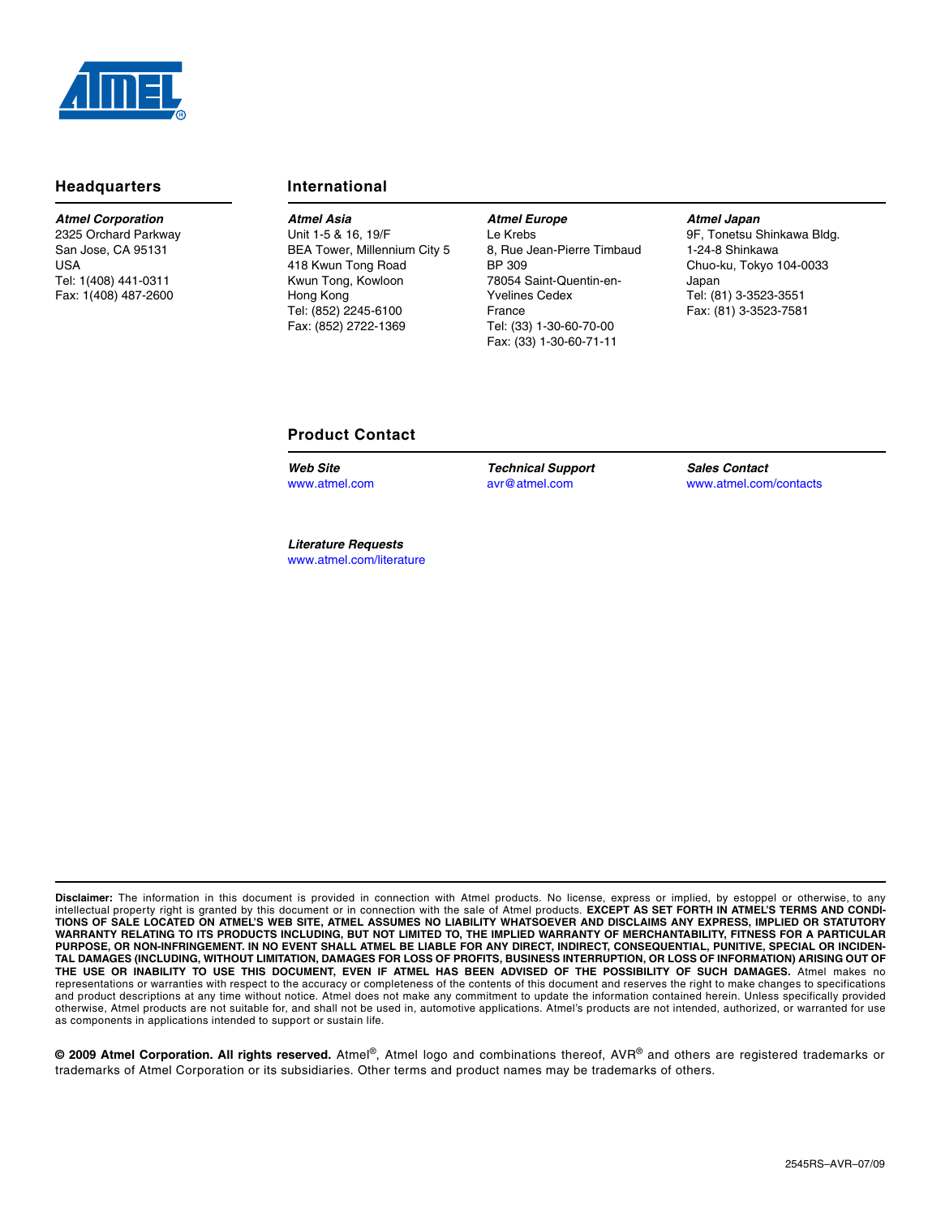## Headquarters

***Atmel Corporation***
2325 Orchard Parkway
San Jose, CA 95131
USA
Tel: 1(408) 441-0311
Fax: 1(408) 487-2600

## International

***Atmel Asia***
Unit 1-5 & 16, 19/F
BEA Tower, Millennium City 5
418 Kwun Tong Road
Kwun Tong, Kowloon
Hong Kong
Tel: (852) 2245-6100
Fax: (852) 2722-1369

***Atmel Europe***
Le Krebs
8, Rue Jean-Pierre Timbaud
BP 309
78054 Saint-Quentin-en-Yvelines Cedex
France
Tel: (33) 1-30-60-70-00
Fax: (33) 1-30-60-71-11

***Atmel Japan***
9F, Tonetsu Shinkawa Bldg.
1-24-8 Shinkawa
Chuo-ku, Tokyo 104-0033
Japan
Tel: (81) 3-3523-3551
Fax: (81) 3-3523-7581

## Product Contact

***Web Site***
www.atmel.com

***Technical Support***
avr@atmel.com

***Sales Contact***
www.atmel.com/contacts

***Literature Requests***
www.atmel.com/literature

**Disclaimer:** The information in this document is provided in connection with Atmel products. No license, express or implied, by estoppel or otherwise, to any intellectual property right is granted by this document or in connection with the sale of Atmel products. **EXCEPT AS SET FORTH IN ATMEL'S TERMS AND CONDITIONS OF SALE LOCATED ON ATMEL'S WEB SITE, ATMEL ASSUMES NO LIABILITY WHATSOEVER AND DISCLAIMS ANY EXPRESS, IMPLIED OR STATUTORY WARRANTY RELATING TO ITS PRODUCTS INCLUDING, BUT NOT LIMITED TO, THE IMPLIED WARRANTY OF MERCHANTABILITY, FITNESS FOR A PARTICULAR PURPOSE, OR NON-INFRINGEMENT. IN NO EVENT SHALL ATMEL BE LIABLE FOR ANY DIRECT, INDIRECT, CONSEQUENTIAL, PUNITIVE, SPECIAL OR INCIDENTAL DAMAGES (INCLUDING, WITHOUT LIMITATION, DAMAGES FOR LOSS OF PROFITS, BUSINESS INTERRUPTION, OR LOSS OF INFORMATION) ARISING OUT OF THE USE OR INABILITY TO USE THIS DOCUMENT, EVEN IF ATMEL HAS BEEN ADVISED OF THE POSSIBILITY OF SUCH DAMAGES.** Atmel makes no representations or warranties with respect to the accuracy or completeness of the contents of this document and reserves the right to make changes to specifications and product descriptions at any time without notice. Atmel does not make any commitment to update the information contained herein. Unless specifically provided otherwise, Atmel products are not suitable for, and shall not be used in, automotive applications. Atmel's products are not intended, authorized, or warranted for use as components in applications intended to support or sustain life.

**© 2009 Atmel Corporation. All rights reserved.** Atmel®, Atmel logo and combinations thereof, AVR® and others are registered trademarks or trademarks of Atmel Corporation or its subsidiaries. Other terms and product names may be trademarks of others.

2545RS–AVR–07/09